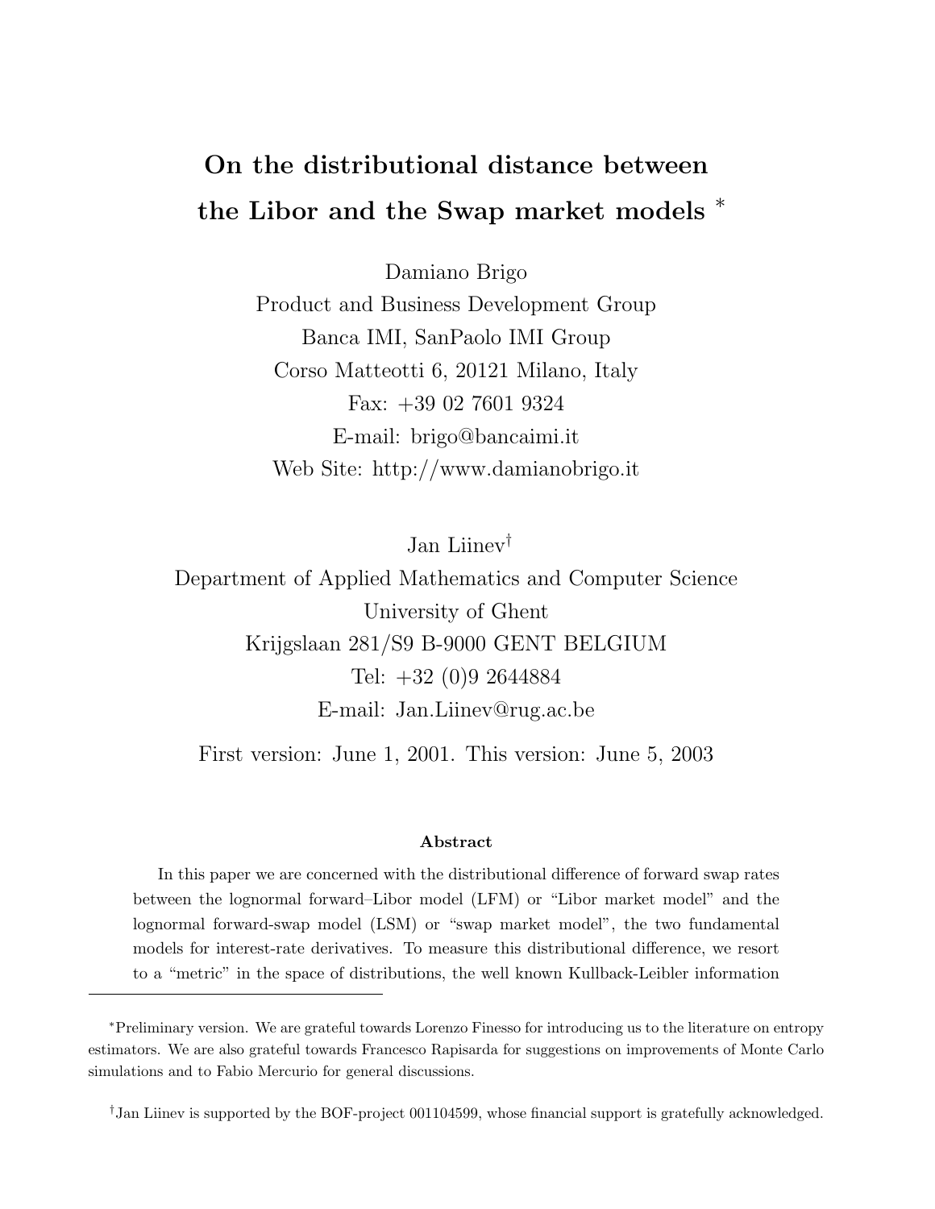# On the distributional distance between the Libor and the Swap market models [*]

Damiano Brigo
Product and Business Development Group
Banca IMI, SanPaolo IMI Group
Corso Matteotti 6, 20121 Milano, Italy
Fax: +39 02 7601 9324
E-mail: brigo@bancaimi.it
Web Site: http://www.damianobrigo.it

Jan Liinev[†]
Department of Applied Mathematics and Computer Science
University of Ghent
Krijgslaan 281/S9 B-9000 GENT BELGIUM
Tel: +32 (0)9 2644884
E-mail: Jan.Liinev@rug.ac.be

First version: June 1, 2001. This version: June 5, 2003

**Abstract**

In this paper we are concerned with the distributional difference of forward swap rates between the lognormal forward–Libor model (LFM) or "Libor market model" and the lognormal forward-swap model (LSM) or "swap market model", the two fundamental models for interest-rate derivatives. To measure this distributional difference, we resort to a "metric" in the space of distributions, the well known Kullback-Leibler information

---

[*] Preliminary version. We are grateful towards Lorenzo Finesso for introducing us to the literature on entropy estimators. We are also grateful towards Francesco Rapisarda for suggestions on improvements of Monte Carlo simulations and to Fabio Mercurio for general discussions.

[†] Jan Liinev is supported by the BOF-project 001104599, whose financial support is gratefully acknowledged.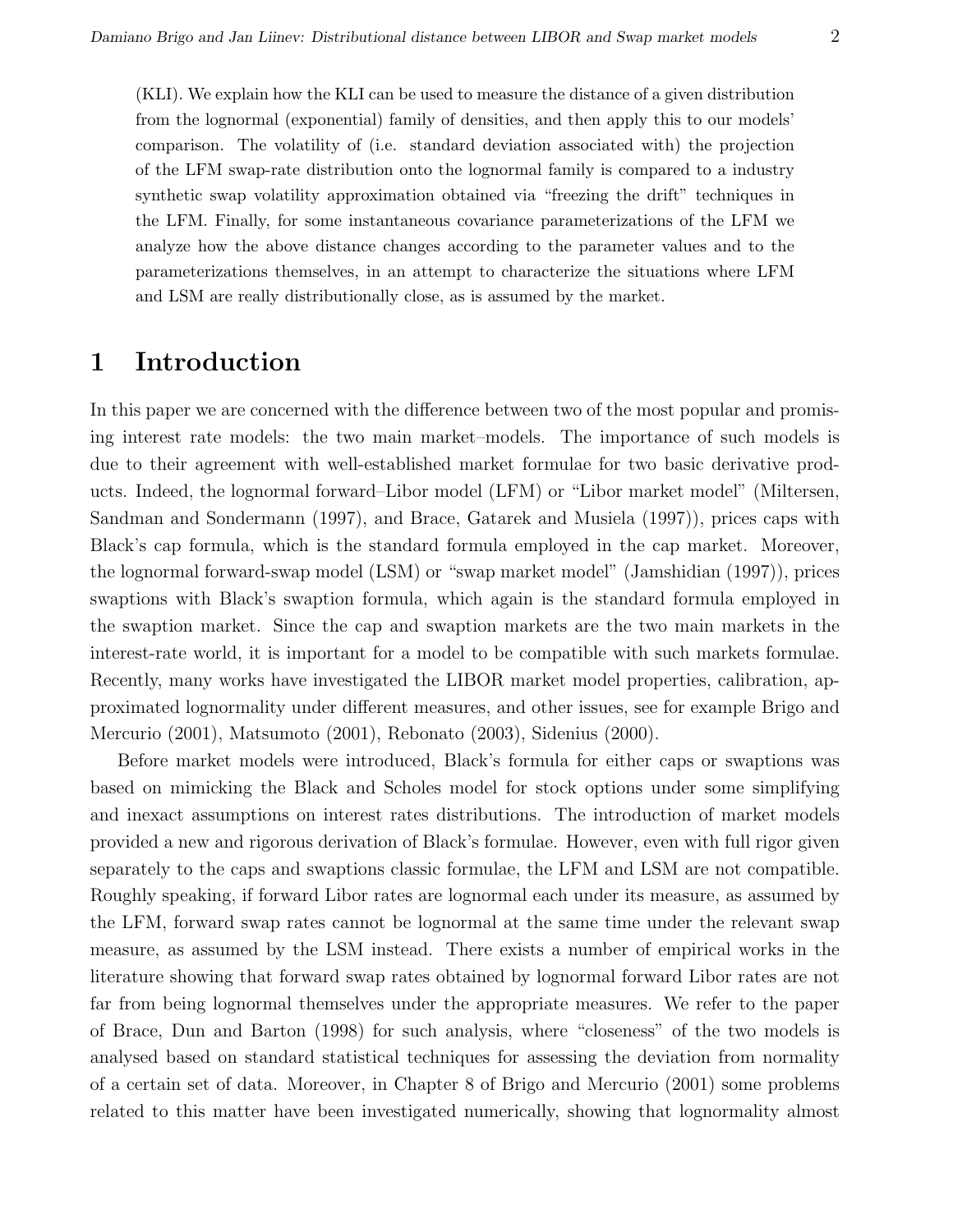(KLI). We explain how the KLI can be used to measure the distance of a given distribution from the lognormal (exponential) family of densities, and then apply this to our models' comparison. The volatility of (i.e. standard deviation associated with) the projection of the LFM swap-rate distribution onto the lognormal family is compared to a industry synthetic swap volatility approximation obtained via "freezing the drift" techniques in the LFM. Finally, for some instantaneous covariance parameterizations of the LFM we analyze how the above distance changes according to the parameter values and to the parameterizations themselves, in an attempt to characterize the situations where LFM and LSM are really distributionally close, as is assumed by the market.

# 1 Introduction

In this paper we are concerned with the difference between two of the most popular and promising interest rate models: the two main market–models. The importance of such models is due to their agreement with well-established market formulae for two basic derivative products. Indeed, the lognormal forward–Libor model (LFM) or "Libor market model" (Miltersen, Sandman and Sondermann (1997), and Brace, Gatarek and Musiela (1997)), prices caps with Black's cap formula, which is the standard formula employed in the cap market. Moreover, the lognormal forward-swap model (LSM) or "swap market model" (Jamshidian (1997)), prices swaptions with Black's swaption formula, which again is the standard formula employed in the swaption market. Since the cap and swaption markets are the two main markets in the interest-rate world, it is important for a model to be compatible with such markets formulae. Recently, many works have investigated the LIBOR market model properties, calibration, approximated lognormality under different measures, and other issues, see for example Brigo and Mercurio (2001), Matsumoto (2001), Rebonato (2003), Sidenius (2000).

Before market models were introduced, Black's formula for either caps or swaptions was based on mimicking the Black and Scholes model for stock options under some simplifying and inexact assumptions on interest rates distributions. The introduction of market models provided a new and rigorous derivation of Black's formulae. However, even with full rigor given separately to the caps and swaptions classic formulae, the LFM and LSM are not compatible. Roughly speaking, if forward Libor rates are lognormal each under its measure, as assumed by the LFM, forward swap rates cannot be lognormal at the same time under the relevant swap measure, as assumed by the LSM instead. There exists a number of empirical works in the literature showing that forward swap rates obtained by lognormal forward Libor rates are not far from being lognormal themselves under the appropriate measures. We refer to the paper of Brace, Dun and Barton (1998) for such analysis, where "closeness" of the two models is analysed based on standard statistical techniques for assessing the deviation from normality of a certain set of data. Moreover, in Chapter 8 of Brigo and Mercurio (2001) some problems related to this matter have been investigated numerically, showing that lognormality almost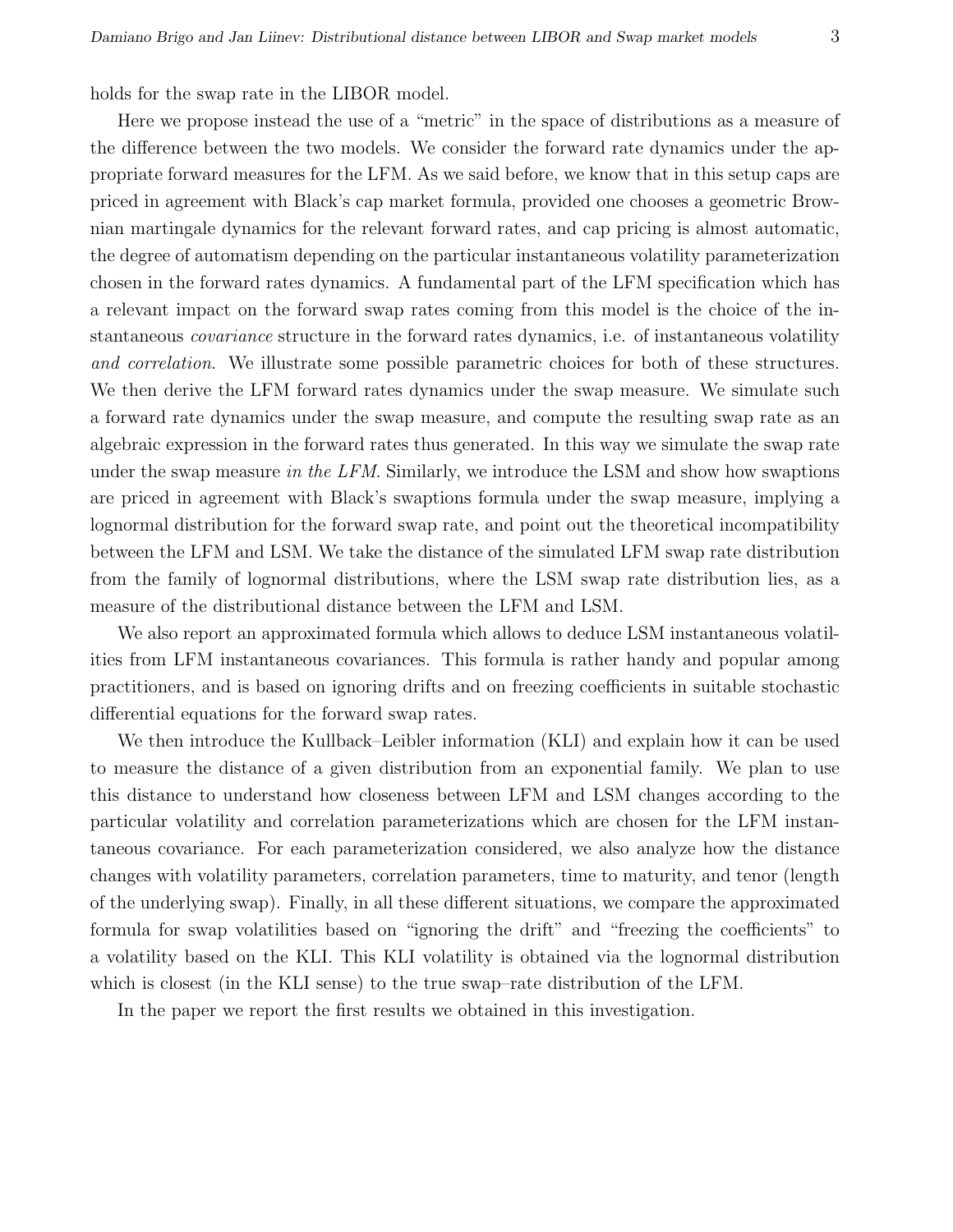holds for the swap rate in the LIBOR model.

Here we propose instead the use of a "metric" in the space of distributions as a measure of the difference between the two models. We consider the forward rate dynamics under the appropriate forward measures for the LFM. As we said before, we know that in this setup caps are priced in agreement with Black's cap market formula, provided one chooses a geometric Brownian martingale dynamics for the relevant forward rates, and cap pricing is almost automatic, the degree of automatism depending on the particular instantaneous volatility parameterization chosen in the forward rates dynamics. A fundamental part of the LFM specification which has a relevant impact on the forward swap rates coming from this model is the choice of the instantaneous *covariance* structure in the forward rates dynamics, i.e. of instantaneous volatility *and correlation*. We illustrate some possible parametric choices for both of these structures. We then derive the LFM forward rates dynamics under the swap measure. We simulate such a forward rate dynamics under the swap measure, and compute the resulting swap rate as an algebraic expression in the forward rates thus generated. In this way we simulate the swap rate under the swap measure *in the LFM*. Similarly, we introduce the LSM and show how swaptions are priced in agreement with Black's swaptions formula under the swap measure, implying a lognormal distribution for the forward swap rate, and point out the theoretical incompatibility between the LFM and LSM. We take the distance of the simulated LFM swap rate distribution from the family of lognormal distributions, where the LSM swap rate distribution lies, as a measure of the distributional distance between the LFM and LSM.

We also report an approximated formula which allows to deduce LSM instantaneous volatilities from LFM instantaneous covariances. This formula is rather handy and popular among practitioners, and is based on ignoring drifts and on freezing coefficients in suitable stochastic differential equations for the forward swap rates.

We then introduce the Kullback–Leibler information (KLI) and explain how it can be used to measure the distance of a given distribution from an exponential family. We plan to use this distance to understand how closeness between LFM and LSM changes according to the particular volatility and correlation parameterizations which are chosen for the LFM instantaneous covariance. For each parameterization considered, we also analyze how the distance changes with volatility parameters, correlation parameters, time to maturity, and tenor (length of the underlying swap). Finally, in all these different situations, we compare the approximated formula for swap volatilities based on "ignoring the drift" and "freezing the coefficients" to a volatility based on the KLI. This KLI volatility is obtained via the lognormal distribution which is closest (in the KLI sense) to the true swap–rate distribution of the LFM.

In the paper we report the first results we obtained in this investigation.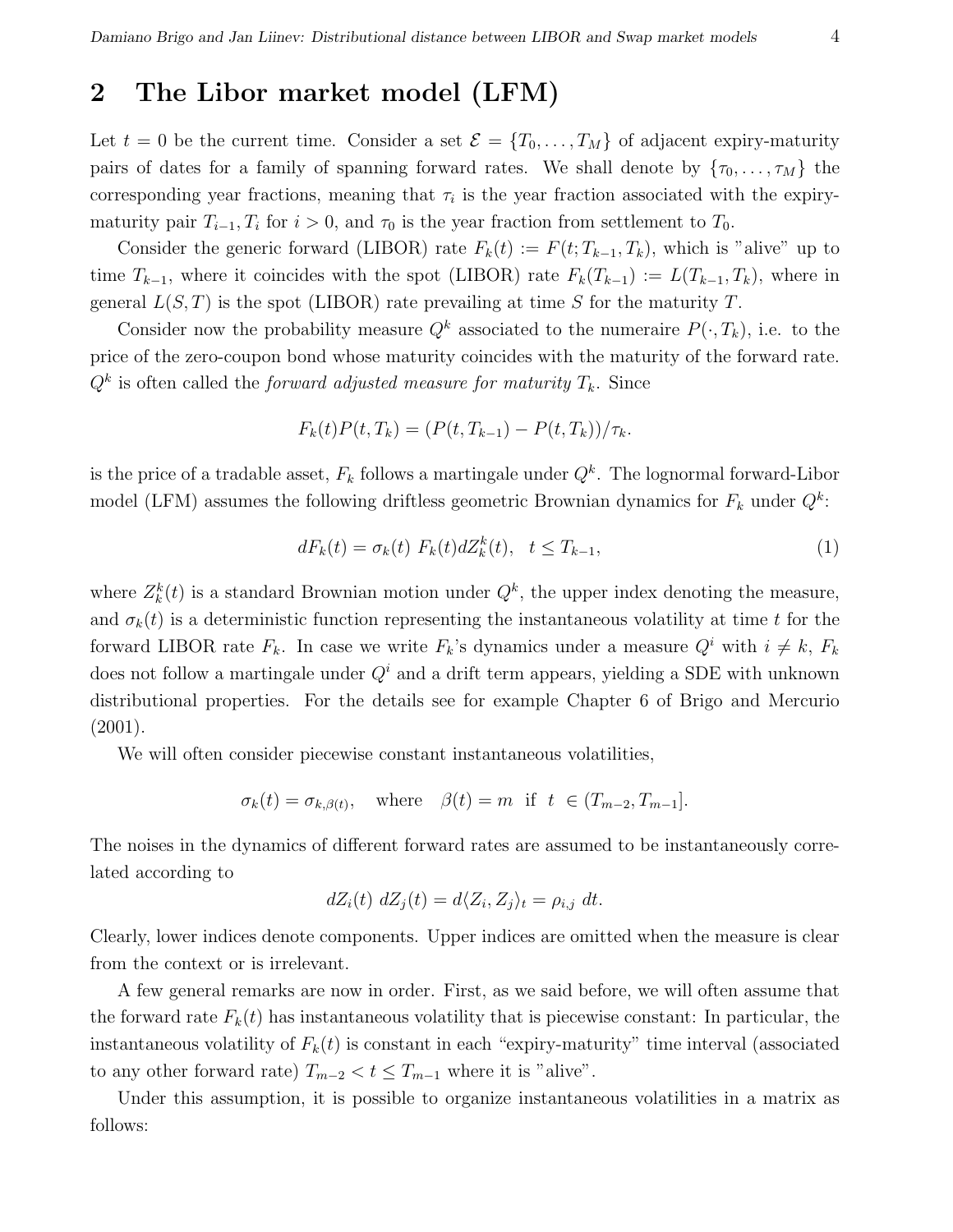## 2 The Libor market model (LFM)

Let $t = 0$ be the current time. Consider a set $\mathcal{E} = \{T_0, \ldots, T_M\}$ of adjacent expiry-maturity pairs of dates for a family of spanning forward rates. We shall denote by $\{\tau_0, \ldots, \tau_M\}$ the corresponding year fractions, meaning that $\tau_i$ is the year fraction associated with the expiry-maturity pair $T_{i-1}, T_i$ for $i > 0$, and $\tau_0$ is the year fraction from settlement to $T_0$.

Consider the generic forward (LIBOR) rate $F_k(t) := F(t; T_{k-1}, T_k)$, which is "alive" up to time $T_{k-1}$, where it coincides with the spot (LIBOR) rate $F_k(T_{k-1}) := L(T_{k-1}, T_k)$, where in general $L(S,T)$ is the spot (LIBOR) rate prevailing at time $S$ for the maturity $T$.

Consider now the probability measure $Q^k$ associated to the numeraire $P(\cdot, T_k)$, i.e. to the price of the zero-coupon bond whose maturity coincides with the maturity of the forward rate. $Q^k$ is often called the *forward adjusted measure for maturity* $T_k$. Since

$$F_k(t)P(t, T_k) = (P(t, T_{k-1}) - P(t, T_k))/\tau_k.$$

is the price of a tradable asset, $F_k$ follows a martingale under $Q^k$. The lognormal forward-Libor model (LFM) assumes the following driftless geometric Brownian dynamics for $F_k$ under $Q^k$:

$$dF_k(t) = \sigma_k(t)\ F_k(t) dZ_k^k(t), \quad t \leq T_{k-1}, \tag{1}$$

where $Z_k^k(t)$ is a standard Brownian motion under $Q^k$, the upper index denoting the measure, and $\sigma_k(t)$ is a deterministic function representing the instantaneous volatility at time $t$ for the forward LIBOR rate $F_k$. In case we write $F_k$'s dynamics under a measure $Q^i$ with $i \neq k$, $F_k$ does not follow a martingale under $Q^i$ and a drift term appears, yielding a SDE with unknown distributional properties. For the details see for example Chapter 6 of Brigo and Mercurio (2001).

We will often consider piecewise constant instantaneous volatilities,

$$\sigma_k(t) = \sigma_{k,\beta(t)}, \quad \text{where} \quad \beta(t) = m \ \text{ if } \ t \ \in (T_{m-2}, T_{m-1}].$$

The noises in the dynamics of different forward rates are assumed to be instantaneously correlated according to

$$dZ_i(t)\ dZ_j(t) = d\langle Z_i, Z_j \rangle_t = \rho_{i,j}\ dt.$$

Clearly, lower indices denote components. Upper indices are omitted when the measure is clear from the context or is irrelevant.

A few general remarks are now in order. First, as we said before, we will often assume that the forward rate $F_k(t)$ has instantaneous volatility that is piecewise constant: In particular, the instantaneous volatility of $F_k(t)$ is constant in each "expiry-maturity" time interval (associated to any other forward rate) $T_{m-2} < t \leq T_{m-1}$ where it is "alive".

Under this assumption, it is possible to organize instantaneous volatilities in a matrix as follows: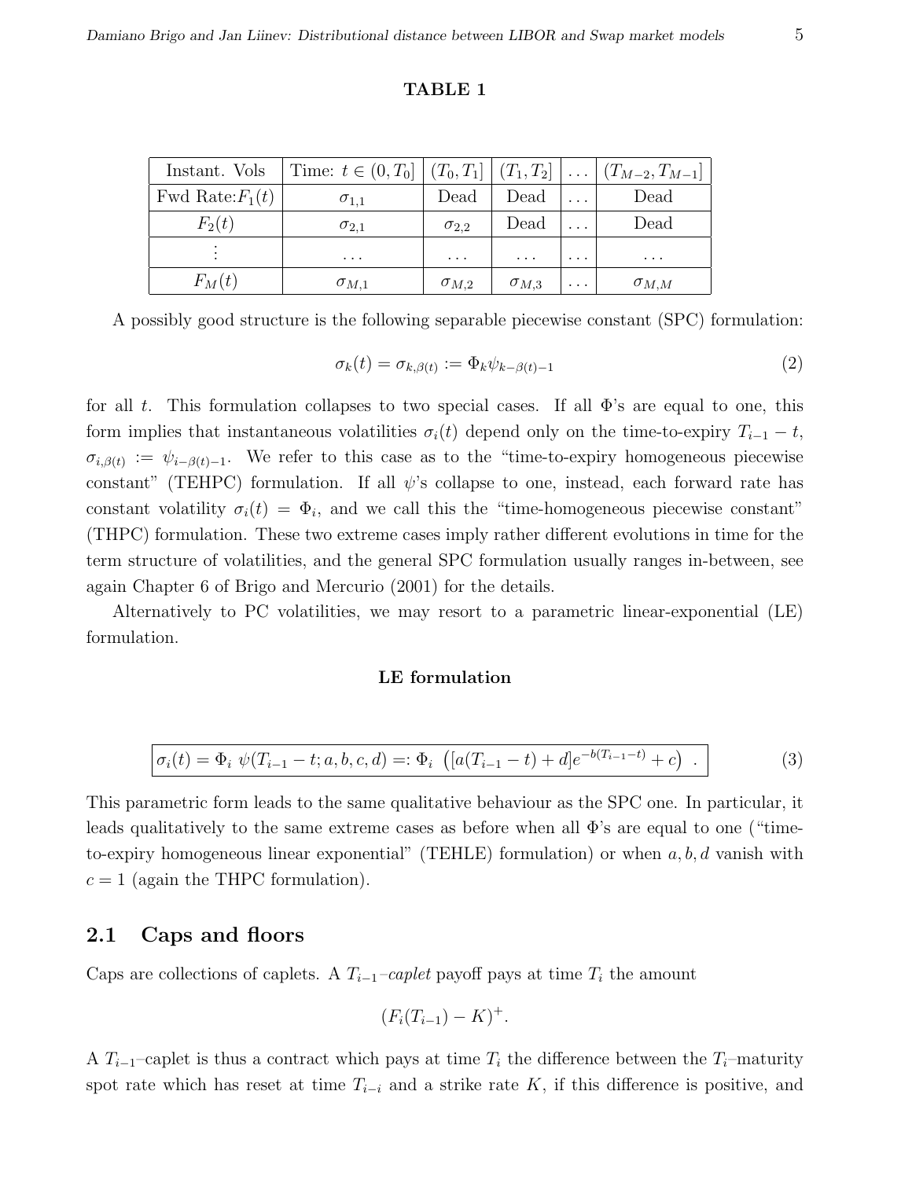**TABLE 1**

| Instant. Vols | Time: $t \in (0, T_0]$ | $(T_0, T_1]$ | $(T_1, T_2]$ | $\dots$ | $(T_{M-2}, T_{M-1}]$ |
|---|---|---|---|---|---|
| Fwd Rate:$F_1(t)$ | $\sigma_{1,1}$ | Dead | Dead | $\dots$ | Dead |
| $F_2(t)$ | $\sigma_{2,1}$ | $\sigma_{2,2}$ | Dead | $\dots$ | Dead |
| $\vdots$ | $\dots$ | $\dots$ | $\dots$ | $\dots$ | $\dots$ |
| $F_M(t)$ | $\sigma_{M,1}$ | $\sigma_{M,2}$ | $\sigma_{M,3}$ | $\dots$ | $\sigma_{M,M}$ |

A possibly good structure is the following separable piecewise constant (SPC) formulation:

$$\sigma_k(t) = \sigma_{k,\beta(t)} := \Phi_k \psi_{k-\beta(t)-1} \tag{2}$$

for all $t$. This formulation collapses to two special cases. If all $\Phi$'s are equal to one, this form implies that instantaneous volatilities $\sigma_i(t)$ depend only on the time-to-expiry $T_{i-1} - t$, $\sigma_{i,\beta(t)} := \psi_{i-\beta(t)-1}$. We refer to this case as to the "time-to-expiry homogeneous piecewise constant" (TEHPC) formulation. If all $\psi$'s collapse to one, instead, each forward rate has constant volatility $\sigma_i(t) = \Phi_i$, and we call this the "time-homogeneous piecewise constant" (THPC) formulation. These two extreme cases imply rather different evolutions in time for the term structure of volatilities, and the general SPC formulation usually ranges in-between, see again Chapter 6 of Brigo and Mercurio (2001) for the details.

Alternatively to PC volatilities, we may resort to a parametric linear-exponential (LE) formulation.

**LE formulation**

$$\boxed{\sigma_i(t) = \Phi_i \ \psi(T_{i-1} - t; a, b, c, d) =: \Phi_i \ \left([a(T_{i-1} - t) + d]e^{-b(T_{i-1}-t)} + c\right) \ .} \tag{3}$$

This parametric form leads to the same qualitative behaviour as the SPC one. In particular, it leads qualitatively to the same extreme cases as before when all $\Phi$'s are equal to one ("time-to-expiry homogeneous linear exponential" (TEHLE) formulation) or when $a, b, d$ vanish with $c = 1$ (again the THPC formulation).

## 2.1 Caps and floors

Caps are collections of caplets. A $T_{i-1}$–*caplet* payoff pays at time $T_i$ the amount

$$(F_i(T_{i-1}) - K)^+.$$

A $T_{i-1}$–caplet is thus a contract which pays at time $T_i$ the difference between the $T_i$–maturity spot rate which has reset at time $T_{i-i}$ and a strike rate $K$, if this difference is positive, and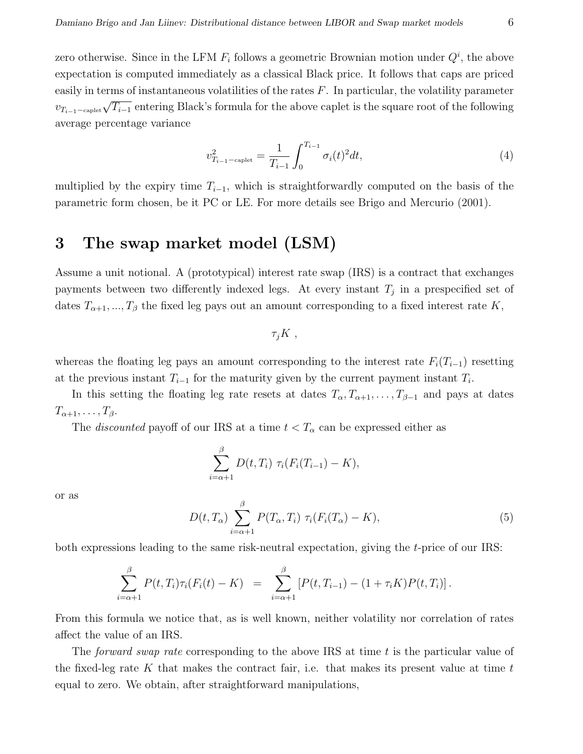zero otherwise. Since in the LFM $F_i$ follows a geometric Brownian motion under $Q^i$, the above expectation is computed immediately as a classical Black price. It follows that caps are priced easily in terms of instantaneous volatilities of the rates $F$. In particular, the volatility parameter $v_{T_{i-1}-\text{caplet}}\sqrt{T_{i-1}}$ entering Black's formula for the above caplet is the square root of the following average percentage variance

$$v^2_{T_{i-1}-\text{caplet}} = \frac{1}{T_{i-1}} \int_0^{T_{i-1}} \sigma_i(t)^2 dt, \tag{4}$$

multiplied by the expiry time $T_{i-1}$, which is straightforwardly computed on the basis of the parametric form chosen, be it PC or LE. For more details see Brigo and Mercurio (2001).

# 3 The swap market model (LSM)

Assume a unit notional. A (prototypical) interest rate swap (IRS) is a contract that exchanges payments between two differently indexed legs. At every instant $T_j$ in a prespecified set of dates $T_{\alpha+1}, ..., T_\beta$ the fixed leg pays out an amount corresponding to a fixed interest rate $K$,

$$\tau_j K \ ,$$

whereas the floating leg pays an amount corresponding to the interest rate $F_i(T_{i-1})$ resetting at the previous instant $T_{i-1}$ for the maturity given by the current payment instant $T_i$.

In this setting the floating leg rate resets at dates $T_\alpha, T_{\alpha+1}, \ldots, T_{\beta-1}$ and pays at dates $T_{\alpha+1}, \ldots, T_\beta$.

The *discounted* payoff of our IRS at a time $t < T_\alpha$ can be expressed either as

$$\sum_{i=\alpha+1}^{\beta} D(t, T_i)\ \tau_i (F_i(T_{i-1}) - K),$$

or as

$$D(t, T_\alpha) \sum_{i=\alpha+1}^{\beta} P(T_\alpha, T_i)\ \tau_i (F_i(T_\alpha) - K), \tag{5}$$

both expressions leading to the same risk-neutral expectation, giving the $t$-price of our IRS:

$$\sum_{i=\alpha+1}^{\beta} P(t, T_i) \tau_i (F_i(t) - K) \ = \ \sum_{i=\alpha+1}^{\beta} \left[ P(t, T_{i-1}) - (1 + \tau_i K) P(t, T_i) \right].$$

From this formula we notice that, as is well known, neither volatility nor correlation of rates affect the value of an IRS.

The *forward swap rate* corresponding to the above IRS at time $t$ is the particular value of the fixed-leg rate $K$ that makes the contract fair, i.e. that makes its present value at time $t$ equal to zero. We obtain, after straightforward manipulations,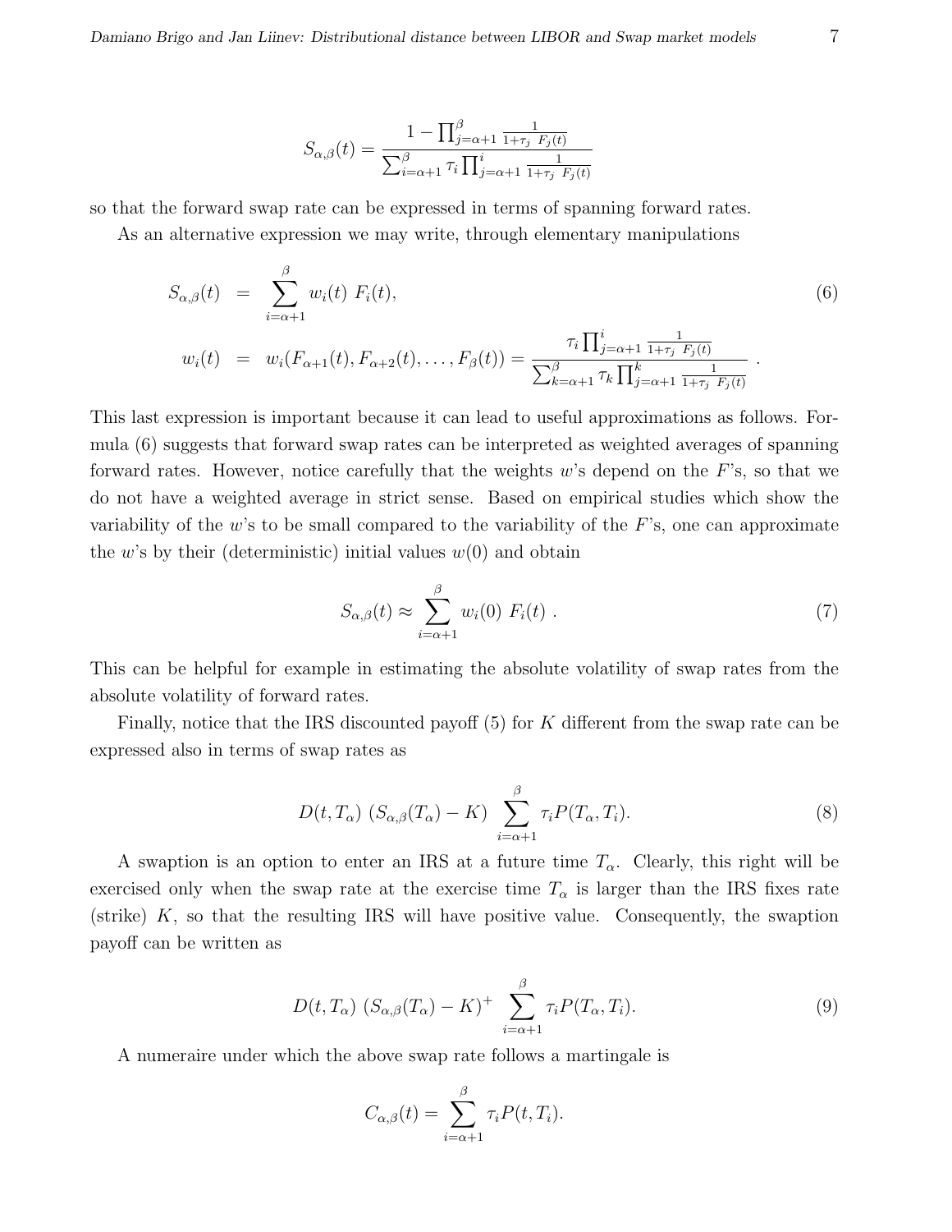$$S_{\alpha,\beta}(t) = \frac{1 - \prod_{j=\alpha+1}^{\beta} \frac{1}{1+\tau_j \ F_j(t)}}{\sum_{i=\alpha+1}^{\beta} \tau_i \prod_{j=\alpha+1}^{i} \frac{1}{1+\tau_j \ F_j(t)}}$$

so that the forward swap rate can be expressed in terms of spanning forward rates.

As an alternative expression we may write, through elementary manipulations

$$\begin{aligned} S_{\alpha,\beta}(t) &= \sum_{i=\alpha+1}^{\beta} w_i(t) \ F_i(t), \\ w_i(t) &= w_i(F_{\alpha+1}(t), F_{\alpha+2}(t), \ldots, F_\beta(t)) = \frac{\tau_i \prod_{j=\alpha+1}^{i} \frac{1}{1+\tau_j \ F_j(t)}}{\sum_{k=\alpha+1}^{\beta} \tau_k \prod_{j=\alpha+1}^{k} \frac{1}{1+\tau_j \ F_j(t)}} \ . \end{aligned} \tag{6}$$

This last expression is important because it can lead to useful approximations as follows. Formula (6) suggests that forward swap rates can be interpreted as weighted averages of spanning forward rates. However, notice carefully that the weights $w$'s depend on the $F$'s, so that we do not have a weighted average in strict sense. Based on empirical studies which show the variability of the $w$'s to be small compared to the variability of the $F$'s, one can approximate the $w$'s by their (deterministic) initial values $w(0)$ and obtain

$$S_{\alpha,\beta}(t) \approx \sum_{i=\alpha+1}^{\beta} w_i(0) \ F_i(t) \ . \tag{7}$$

This can be helpful for example in estimating the absolute volatility of swap rates from the absolute volatility of forward rates.

Finally, notice that the IRS discounted payoff (5) for $K$ different from the swap rate can be expressed also in terms of swap rates as

$$D(t, T_\alpha) \ (S_{\alpha,\beta}(T_\alpha) - K) \ \sum_{i=\alpha+1}^{\beta} \tau_i P(T_\alpha, T_i). \tag{8}$$

A swaption is an option to enter an IRS at a future time $T_\alpha$. Clearly, this right will be exercised only when the swap rate at the exercise time $T_\alpha$ is larger than the IRS fixes rate (strike) $K$, so that the resulting IRS will have positive value. Consequently, the swaption payoff can be written as

$$D(t, T_\alpha) \ (S_{\alpha,\beta}(T_\alpha) - K)^+ \ \sum_{i=\alpha+1}^{\beta} \tau_i P(T_\alpha, T_i). \tag{9}$$

A numeraire under which the above swap rate follows a martingale is

$$C_{\alpha,\beta}(t) = \sum_{i=\alpha+1}^{\beta} \tau_i P(t, T_i).$$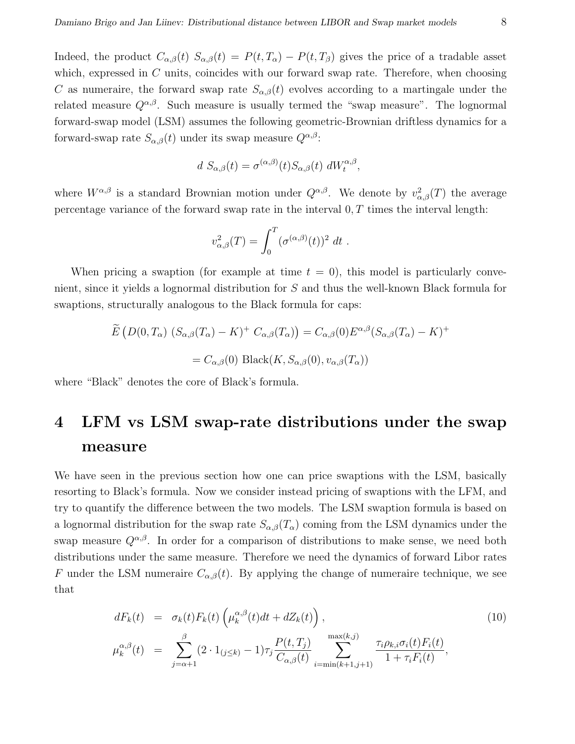Indeed, the product $C_{\alpha,\beta}(t)\ S_{\alpha,\beta}(t) = P(t,T_\alpha) - P(t,T_\beta)$ gives the price of a tradable asset which, expressed in $C$ units, coincides with our forward swap rate. Therefore, when choosing $C$ as numeraire, the forward swap rate $S_{\alpha,\beta}(t)$ evolves according to a martingale under the related measure $Q^{\alpha,\beta}$. Such measure is usually termed the "swap measure". The lognormal forward-swap model (LSM) assumes the following geometric-Brownian driftless dynamics for a forward-swap rate $S_{\alpha,\beta}(t)$ under its swap measure $Q^{\alpha,\beta}$:

$$d\ S_{\alpha,\beta}(t) = \sigma^{(\alpha,\beta)}(t) S_{\alpha,\beta}(t)\ dW_t^{\alpha,\beta},$$

where $W^{\alpha,\beta}$ is a standard Brownian motion under $Q^{\alpha,\beta}$. We denote by $v^2_{\alpha,\beta}(T)$ the average percentage variance of the forward swap rate in the interval $0, T$ times the interval length:

$$v^2_{\alpha,\beta}(T) = \int_0^T (\sigma^{(\alpha,\beta)}(t))^2\ dt\ .$$

When pricing a swaption (for example at time $t = 0$), this model is particularly convenient, since it yields a lognormal distribution for $S$ and thus the well-known Black formula for swaptions, structurally analogous to the Black formula for caps:

$$\widetilde{E}\left(D(0,T_\alpha)\ (S_{\alpha,\beta}(T_\alpha) - K)^+\ C_{\alpha,\beta}(T_\alpha)\right) = C_{\alpha,\beta}(0) E^{\alpha,\beta}(S_{\alpha,\beta}(T_\alpha) - K)^+$$

$$= C_{\alpha,\beta}(0)\ \text{Black}(K, S_{\alpha,\beta}(0), v_{\alpha,\beta}(T_\alpha))$$

where "Black" denotes the core of Black's formula.

# 4 LFM vs LSM swap-rate distributions under the swap measure

We have seen in the previous section how one can price swaptions with the LSM, basically resorting to Black's formula. Now we consider instead pricing of swaptions with the LFM, and try to quantify the difference between the two models. The LSM swaption formula is based on a lognormal distribution for the swap rate $S_{\alpha,\beta}(T_\alpha)$ coming from the LSM dynamics under the swap measure $Q^{\alpha,\beta}$. In order for a comparison of distributions to make sense, we need both distributions under the same measure. Therefore we need the dynamics of forward Libor rates $F$ under the LSM numeraire $C_{\alpha,\beta}(t)$. By applying the change of numeraire technique, we see that

$$\begin{aligned} dF_k(t) &= \sigma_k(t) F_k(t) \left(\mu_k^{\alpha,\beta}(t) dt + dZ_k(t)\right), \qquad (10) \\ \mu_k^{\alpha,\beta}(t) &= \sum_{j=\alpha+1}^{\beta} (2 \cdot 1_{(j \le k)} - 1) \tau_j \frac{P(t,T_j)}{C_{\alpha,\beta}(t)} \sum_{i=\min(k+1,j+1)}^{\max(k,j)} \frac{\tau_i \rho_{k,i} \sigma_i(t) F_i(t)}{1 + \tau_i F_i(t)}, \end{aligned}$$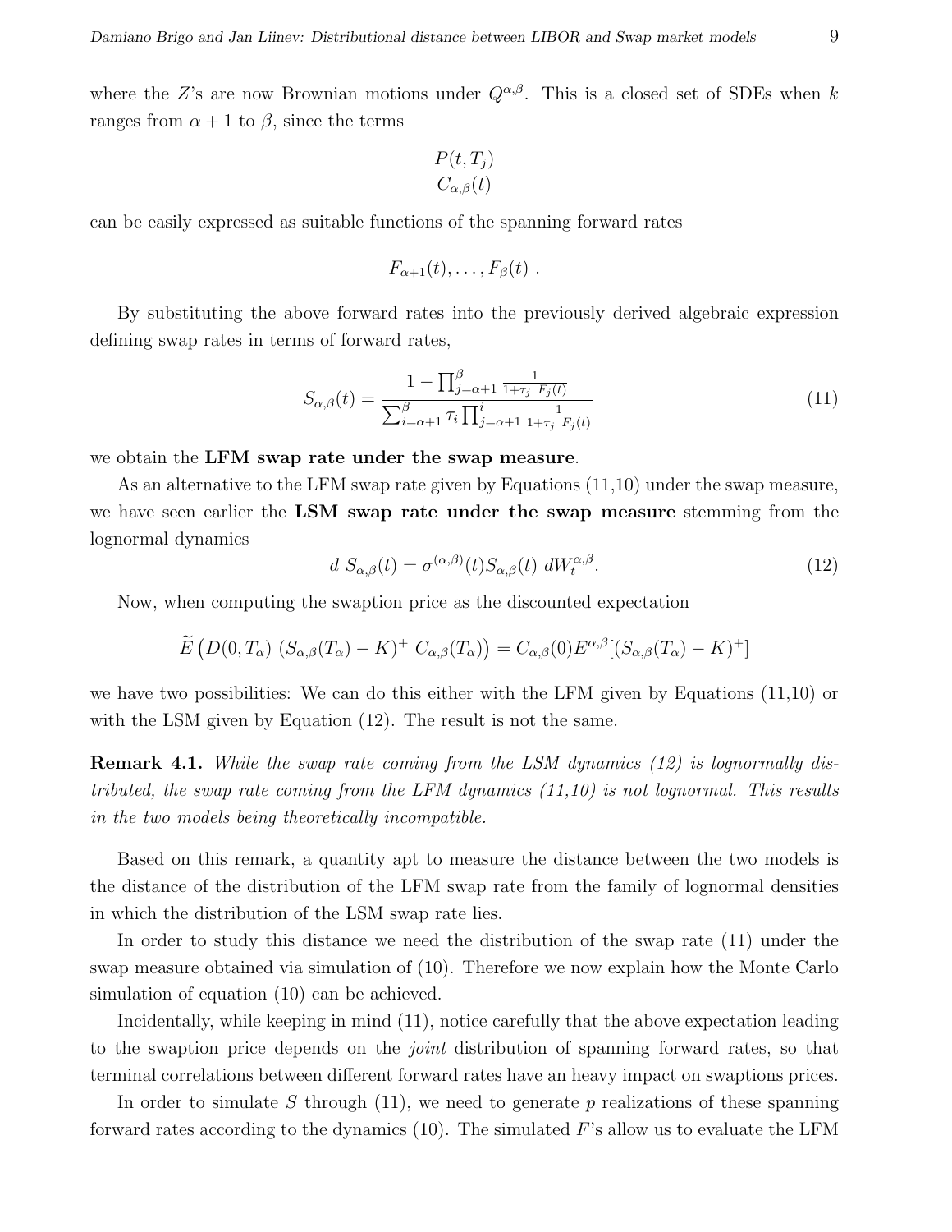where the $Z$'s are now Brownian motions under $Q^{\alpha,\beta}$. This is a closed set of SDEs when $k$ ranges from $\alpha+1$ to $\beta$, since the terms

$$\frac{P(t,T_j)}{C_{\alpha,\beta}(t)}$$

can be easily expressed as suitable functions of the spanning forward rates

$$F_{\alpha+1}(t),\ldots,F_{\beta}(t)\ .$$

By substituting the above forward rates into the previously derived algebraic expression defining swap rates in terms of forward rates,

$$S_{\alpha,\beta}(t) = \frac{1 - \prod_{j=\alpha+1}^{\beta} \frac{1}{1+\tau_j\ F_j(t)}}{\sum_{i=\alpha+1}^{\beta} \tau_i \prod_{j=\alpha+1}^{i} \frac{1}{1+\tau_j\ F_j(t)}} \tag{11}$$

we obtain the **LFM swap rate under the swap measure**.

As an alternative to the LFM swap rate given by Equations (11,10) under the swap measure, we have seen earlier the **LSM swap rate under the swap measure** stemming from the lognormal dynamics

$$d\ S_{\alpha,\beta}(t) = \sigma^{(\alpha,\beta)}(t) S_{\alpha,\beta}(t)\ dW_t^{\alpha,\beta}. \tag{12}$$

Now, when computing the swaption price as the discounted expectation

$$\widetilde{E}\left(D(0,T_\alpha)\ (S_{\alpha,\beta}(T_\alpha)-K)^+\ C_{\alpha,\beta}(T_\alpha)\right) = C_{\alpha,\beta}(0) E^{\alpha,\beta}[(S_{\alpha,\beta}(T_\alpha)-K)^+]$$

we have two possibilities: We can do this either with the LFM given by Equations (11,10) or with the LSM given by Equation (12). The result is not the same.

**Remark 4.1.** *While the swap rate coming from the LSM dynamics (12) is lognormally distributed, the swap rate coming from the LFM dynamics (11,10) is not lognormal. This results in the two models being theoretically incompatible.*

Based on this remark, a quantity apt to measure the distance between the two models is the distance of the distribution of the LFM swap rate from the family of lognormal densities in which the distribution of the LSM swap rate lies.

In order to study this distance we need the distribution of the swap rate (11) under the swap measure obtained via simulation of (10). Therefore we now explain how the Monte Carlo simulation of equation (10) can be achieved.

Incidentally, while keeping in mind (11), notice carefully that the above expectation leading to the swaption price depends on the *joint* distribution of spanning forward rates, so that terminal correlations between different forward rates have an heavy impact on swaptions prices.

In order to simulate $S$ through (11), we need to generate $p$ realizations of these spanning forward rates according to the dynamics (10). The simulated $F$'s allow us to evaluate the LFM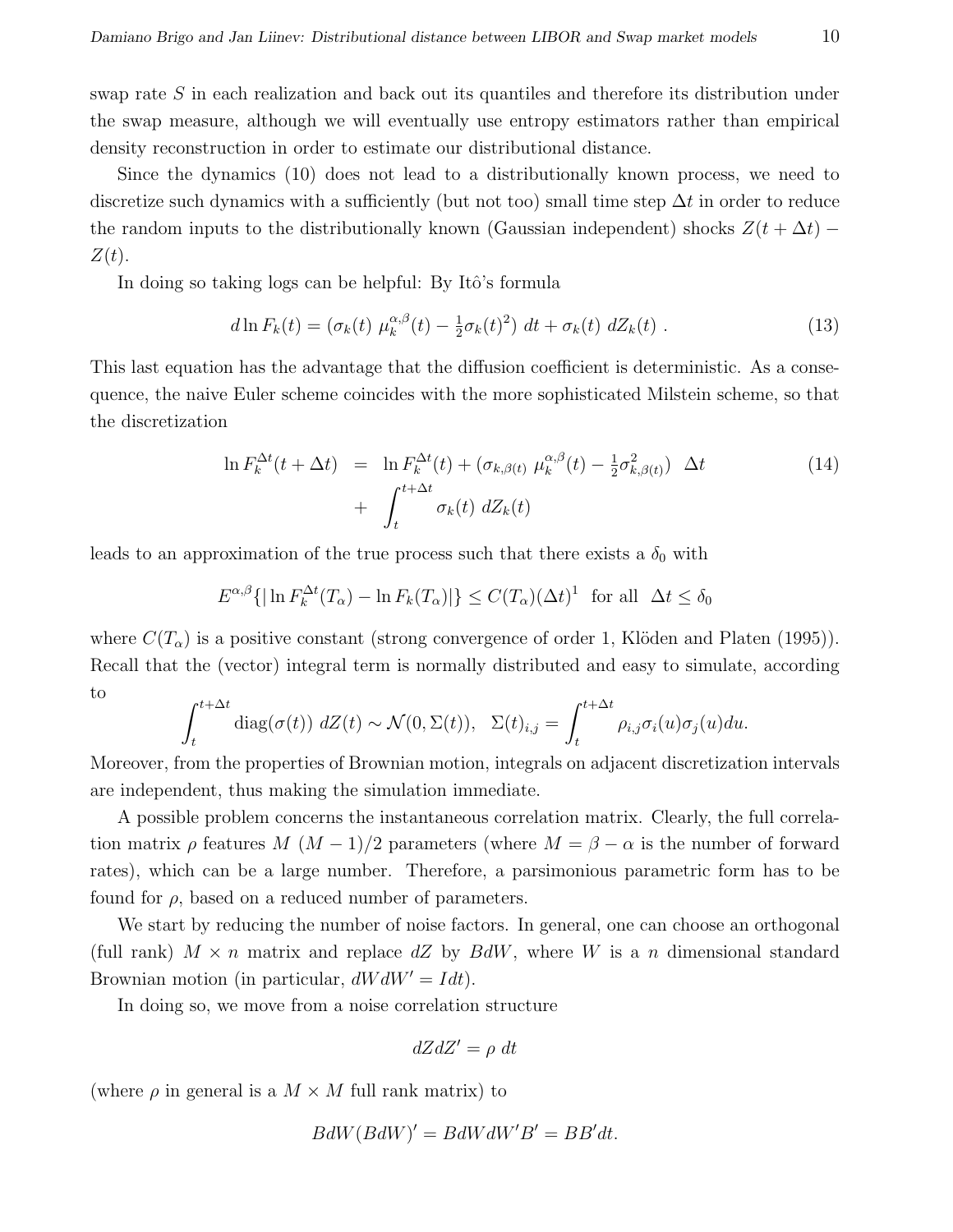swap rate $S$ in each realization and back out its quantiles and therefore its distribution under the swap measure, although we will eventually use entropy estimators rather than empirical density reconstruction in order to estimate our distributional distance.

Since the dynamics (10) does not lead to a distributionally known process, we need to discretize such dynamics with a sufficiently (but not too) small time step $\Delta t$ in order to reduce the random inputs to the distributionally known (Gaussian independent) shocks $Z(t + \Delta t) - Z(t)$.

In doing so taking logs can be helpful: By Itô's formula

$$d \ln F_k(t) = (\sigma_k(t) \; \mu_k^{\alpha,\beta}(t) - \tfrac{1}{2}\sigma_k(t)^2) \; dt + \sigma_k(t) \; dZ_k(t) \; . \tag{13}$$

This last equation has the advantage that the diffusion coefficient is deterministic. As a consequence, the naive Euler scheme coincides with the more sophisticated Milstein scheme, so that the discretization

$$\begin{aligned} \ln F_k^{\Delta t}(t + \Delta t) &= \ln F_k^{\Delta t}(t) + (\sigma_{k,\beta(t)} \; \mu_k^{\alpha,\beta}(t) - \tfrac{1}{2}\sigma_{k,\beta(t)}^2) \;\; \Delta t \\ &+ \int_t^{t+\Delta t} \sigma_k(t) \; dZ_k(t) \end{aligned} \tag{14}$$

leads to an approximation of the true process such that there exists a $\delta_0$ with

$$E^{\alpha,\beta}\{|\ln F_k^{\Delta t}(T_\alpha) - \ln F_k(T_\alpha)|\} \leq C(T_\alpha)(\Delta t)^1 \;\; \text{for all} \;\; \Delta t \leq \delta_0$$

where $C(T_\alpha)$ is a positive constant (strong convergence of order 1, Klöden and Platen (1995)). Recall that the (vector) integral term is normally distributed and easy to simulate, according to

$$\int_t^{t+\Delta t} \text{diag}(\sigma(t)) \; dZ(t) \sim \mathcal{N}(0, \Sigma(t)), \quad \Sigma(t)_{i,j} = \int_t^{t+\Delta t} \rho_{i,j}\sigma_i(u)\sigma_j(u)du.$$

Moreover, from the properties of Brownian motion, integrals on adjacent discretization intervals are independent, thus making the simulation immediate.

A possible problem concerns the instantaneous correlation matrix. Clearly, the full correlation matrix $\rho$ features $M \; (M-1)/2$ parameters (where $M = \beta - \alpha$ is the number of forward rates), which can be a large number. Therefore, a parsimonious parametric form has to be found for $\rho$, based on a reduced number of parameters.

We start by reducing the number of noise factors. In general, one can choose an orthogonal (full rank) $M \times n$ matrix and replace $dZ$ by $BdW$, where $W$ is a $n$ dimensional standard Brownian motion (in particular, $dW dW' = I dt$).

In doing so, we move from a noise correlation structure

$$dZ dZ' = \rho \; dt$$

(where $\rho$ in general is a $M \times M$ full rank matrix) to

$$BdW(BdW)' = BdW dW' B' = BB' dt.$$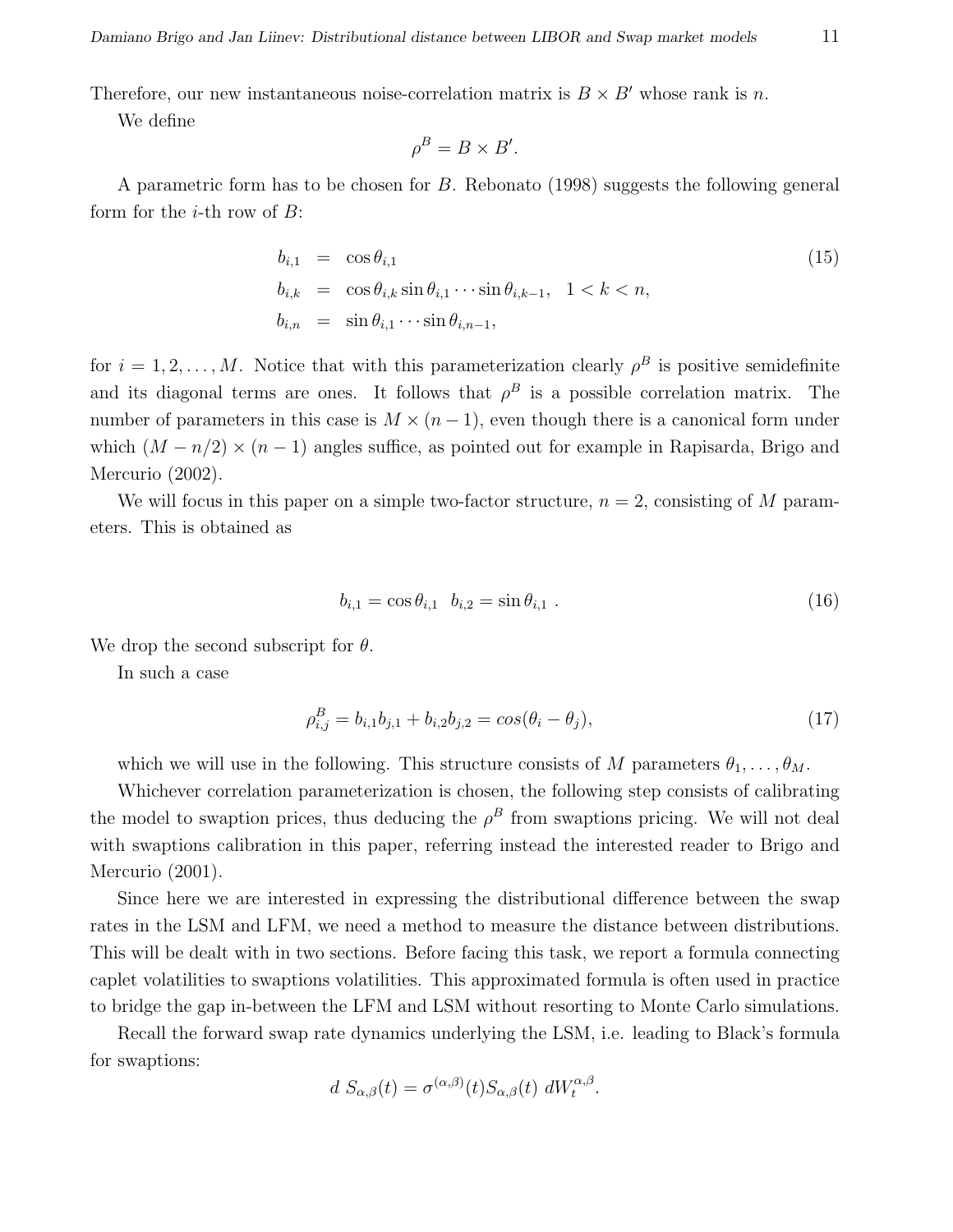Therefore, our new instantaneous noise-correlation matrix is $B \times B'$ whose rank is $n$.

We define

$$\rho^B = B \times B'.$$

A parametric form has to be chosen for $B$. Rebonato (1998) suggests the following general form for the $i$-th row of $B$:

$$
\begin{aligned}
b_{i,1} &= \cos\theta_{i,1} \\
b_{i,k} &= \cos\theta_{i,k}\sin\theta_{i,1}\cdots\sin\theta_{i,k-1}, \quad 1 < k < n, \\
b_{i,n} &= \sin\theta_{i,1}\cdots\sin\theta_{i,n-1},
\end{aligned}
\tag{15}
$$

for $i = 1, 2, \ldots, M$. Notice that with this parameterization clearly $\rho^B$ is positive semidefinite and its diagonal terms are ones. It follows that $\rho^B$ is a possible correlation matrix. The number of parameters in this case is $M \times (n-1)$, even though there is a canonical form under which $(M - n/2) \times (n-1)$ angles suffice, as pointed out for example in Rapisarda, Brigo and Mercurio (2002).

We will focus in this paper on a simple two-factor structure, $n = 2$, consisting of $M$ parameters. This is obtained as

$$b_{i,1} = \cos\theta_{i,1} \quad b_{i,2} = \sin\theta_{i,1} \; . \tag{16}$$

We drop the second subscript for $\theta$.

In such a case

$$\rho^B_{i,j} = b_{i,1}b_{j,1} + b_{i,2}b_{j,2} = cos(\theta_i - \theta_j), \tag{17}$$

which we will use in the following. This structure consists of $M$ parameters $\theta_1, \ldots, \theta_M$.

Whichever correlation parameterization is chosen, the following step consists of calibrating the model to swaption prices, thus deducing the $\rho^B$ from swaptions pricing. We will not deal with swaptions calibration in this paper, referring instead the interested reader to Brigo and Mercurio (2001).

Since here we are interested in expressing the distributional difference between the swap rates in the LSM and LFM, we need a method to measure the distance between distributions. This will be dealt with in two sections. Before facing this task, we report a formula connecting caplet volatilities to swaptions volatilities. This approximated formula is often used in practice to bridge the gap in-between the LFM and LSM without resorting to Monte Carlo simulations.

Recall the forward swap rate dynamics underlying the LSM, i.e. leading to Black's formula for swaptions:

$$d\ S_{\alpha,\beta}(t) = \sigma^{(\alpha,\beta)}(t) S_{\alpha,\beta}(t)\ dW_t^{\alpha,\beta}.$$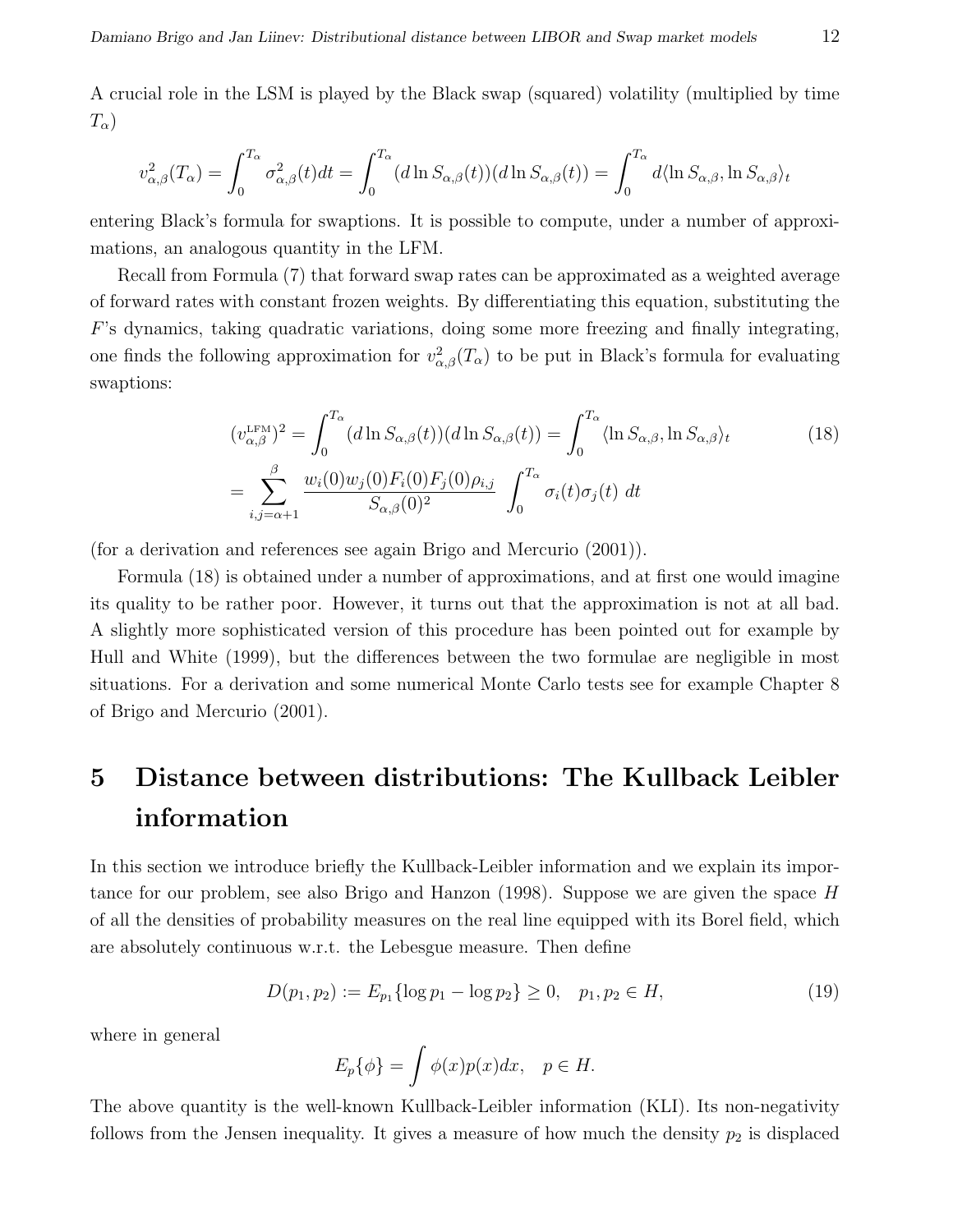A crucial role in the LSM is played by the Black swap (squared) volatility (multiplied by time $T_\alpha$)

$$v_{\alpha,\beta}^2(T_\alpha) = \int_0^{T_\alpha} \sigma_{\alpha,\beta}^2(t)dt = \int_0^{T_\alpha} (d\ln S_{\alpha,\beta}(t))(d\ln S_{\alpha,\beta}(t)) = \int_0^{T_\alpha} d\langle \ln S_{\alpha,\beta}, \ln S_{\alpha,\beta}\rangle_t$$

entering Black's formula for swaptions. It is possible to compute, under a number of approximations, an analogous quantity in the LFM.

Recall from Formula (7) that forward swap rates can be approximated as a weighted average of forward rates with constant frozen weights. By differentiating this equation, substituting the $F$'s dynamics, taking quadratic variations, doing some more freezing and finally integrating, one finds the following approximation for $v_{\alpha,\beta}^2(T_\alpha)$ to be put in Black's formula for evaluating swaptions:

$$(v_{\alpha,\beta}^{\text{LFM}})^2 = \int_0^{T_\alpha} (d\ln S_{\alpha,\beta}(t))(d\ln S_{\alpha,\beta}(t)) = \int_0^{T_\alpha} \langle \ln S_{\alpha,\beta}, \ln S_{\alpha,\beta}\rangle_t \tag{18}$$

$$= \sum_{i,j=\alpha+1}^{\beta} \frac{w_i(0)w_j(0)F_i(0)F_j(0)\rho_{i,j}}{S_{\alpha,\beta}(0)^2} \int_0^{T_\alpha} \sigma_i(t)\sigma_j(t)\, dt$$

(for a derivation and references see again Brigo and Mercurio (2001)).

Formula (18) is obtained under a number of approximations, and at first one would imagine its quality to be rather poor. However, it turns out that the approximation is not at all bad. A slightly more sophisticated version of this procedure has been pointed out for example by Hull and White (1999), but the differences between the two formulae are negligible in most situations. For a derivation and some numerical Monte Carlo tests see for example Chapter 8 of Brigo and Mercurio (2001).

# 5 Distance between distributions: The Kullback Leibler information

In this section we introduce briefly the Kullback-Leibler information and we explain its importance for our problem, see also Brigo and Hanzon (1998). Suppose we are given the space $H$ of all the densities of probability measures on the real line equipped with its Borel field, which are absolutely continuous w.r.t. the Lebesgue measure. Then define

$$D(p_1, p_2) := E_{p_1}\{\log p_1 - \log p_2\} \geq 0, \quad p_1, p_2 \in H, \tag{19}$$

where in general

$$E_p\{\phi\} = \int \phi(x)p(x)dx, \quad p \in H.$$

The above quantity is the well-known Kullback-Leibler information (KLI). Its non-negativity follows from the Jensen inequality. It gives a measure of how much the density $p_2$ is displaced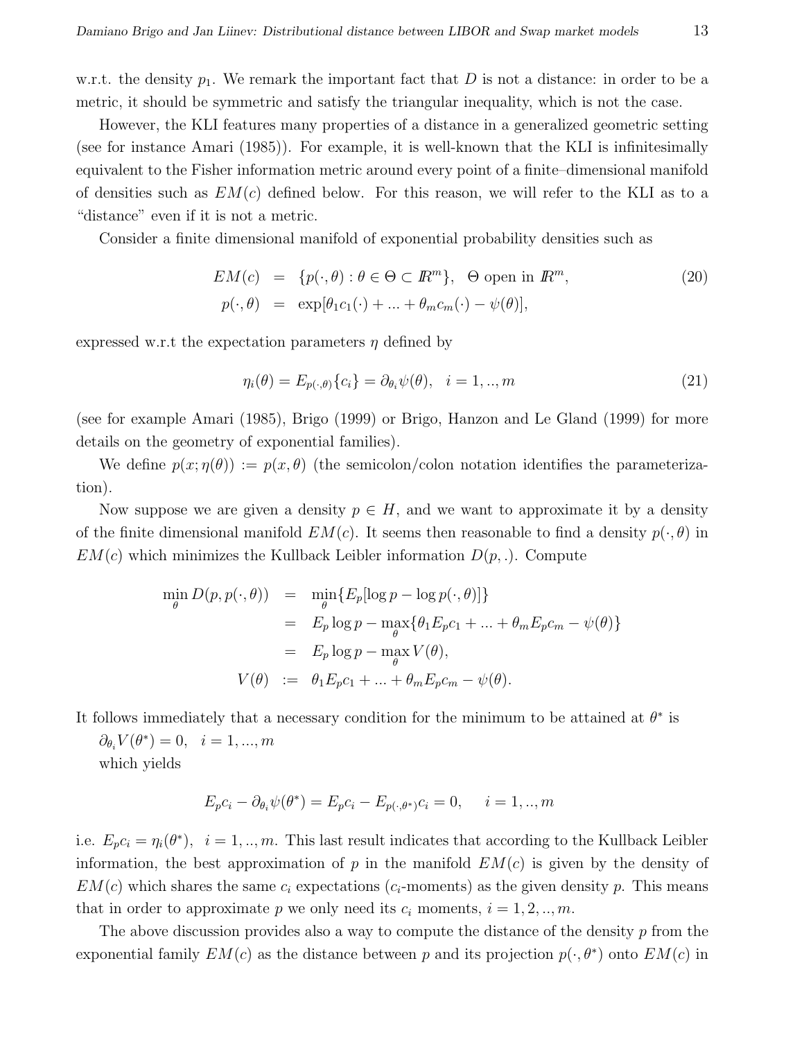w.r.t. the density $p_1$. We remark the important fact that $D$ is not a distance: in order to be a metric, it should be symmetric and satisfy the triangular inequality, which is not the case.

However, the KLI features many properties of a distance in a generalized geometric setting (see for instance Amari (1985)). For example, it is well-known that the KLI is infinitesimally equivalent to the Fisher information metric around every point of a finite–dimensional manifold of densities such as $EM(c)$ defined below. For this reason, we will refer to the KLI as to a "distance" even if it is not a metric.

Consider a finite dimensional manifold of exponential probability densities such as

$$
\begin{aligned}
EM(c) &= \{p(\cdot, \theta) : \theta \in \Theta \subset \mathbb{R}^m\}, \quad \Theta \text{ open in } \mathbb{R}^m, \\
p(\cdot, \theta) &= \exp[\theta_1 c_1(\cdot) + ... + \theta_m c_m(\cdot) - \psi(\theta)],
\end{aligned} \tag{20}
$$

expressed w.r.t the expectation parameters $\eta$ defined by

$$
\eta_i(\theta) = E_{p(\cdot,\theta)}\{c_i\} = \partial_{\theta_i}\psi(\theta), \quad i = 1, .., m \tag{21}
$$

(see for example Amari (1985), Brigo (1999) or Brigo, Hanzon and Le Gland (1999) for more details on the geometry of exponential families).

We define $p(x; \eta(\theta)) := p(x, \theta)$ (the semicolon/colon notation identifies the parameterization).

Now suppose we are given a density $p \in H$, and we want to approximate it by a density of the finite dimensional manifold $EM(c)$. It seems then reasonable to find a density $p(\cdot, \theta)$ in $EM(c)$ which minimizes the Kullback Leibler information $D(p, .)$. Compute

$$
\begin{aligned}
\min_\theta D(p, p(\cdot, \theta)) &= \min_\theta \{E_p[\log p - \log p(\cdot, \theta)]\} \\
&= E_p \log p - \max_\theta \{\theta_1 E_p c_1 + ... + \theta_m E_p c_m - \psi(\theta)\} \\
&= E_p \log p - \max_\theta V(\theta), \\
V(\theta) &:= \theta_1 E_p c_1 + ... + \theta_m E_p c_m - \psi(\theta).
\end{aligned}
$$

It follows immediately that a necessary condition for the minimum to be attained at $\theta^*$ is

$\partial_{\theta_i} V(\theta^*) = 0, \quad i = 1, ..., m$

which yields

$$
E_p c_i - \partial_{\theta_i}\psi(\theta^*) = E_p c_i - E_{p(\cdot,\theta^*)} c_i = 0, \qquad i = 1, .., m
$$

i.e. $E_p c_i = \eta_i(\theta^*), \quad i = 1, .., m$. This last result indicates that according to the Kullback Leibler information, the best approximation of $p$ in the manifold $EM(c)$ is given by the density of $EM(c)$ which shares the same $c_i$ expectations ($c_i$-moments) as the given density $p$. This means that in order to approximate $p$ we only need its $c_i$ moments, $i = 1, 2, .., m$.

The above discussion provides also a way to compute the distance of the density $p$ from the exponential family $EM(c)$ as the distance between $p$ and its projection $p(\cdot, \theta^*)$ onto $EM(c)$ in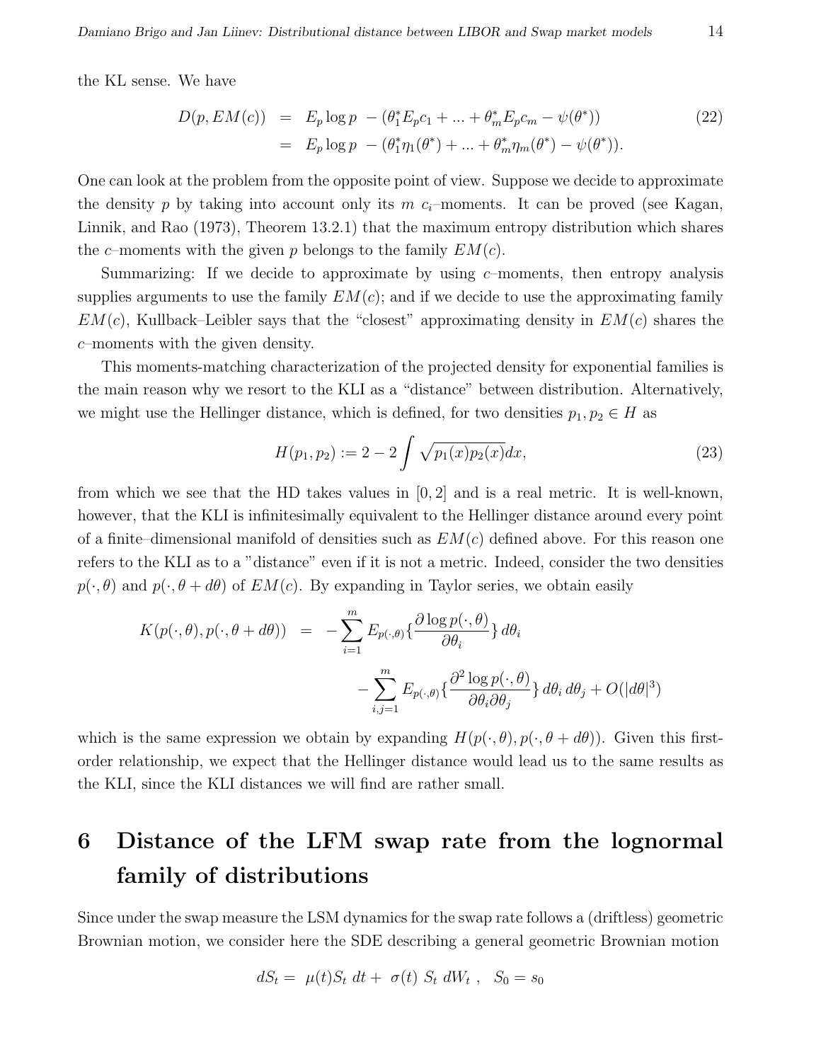the KL sense. We have

$$
\begin{aligned}
D(p, EM(c)) &= E_p \log p \ - (\theta_1^* E_p c_1 + ... + \theta_m^* E_p c_m - \psi(\theta^*)) \\
&= E_p \log p \ - (\theta_1^* \eta_1(\theta^*) + ... + \theta_m^* \eta_m(\theta^*) - \psi(\theta^*)).
\end{aligned} \tag{22}
$$

One can look at the problem from the opposite point of view. Suppose we decide to approximate the density $p$ by taking into account only its $m$ $c_i$–moments. It can be proved (see Kagan, Linnik, and Rao (1973), Theorem 13.2.1) that the maximum entropy distribution which shares the $c$–moments with the given $p$ belongs to the family $EM(c)$.

Summarizing: If we decide to approximate by using $c$–moments, then entropy analysis supplies arguments to use the family $EM(c)$; and if we decide to use the approximating family $EM(c)$, Kullback–Leibler says that the "closest" approximating density in $EM(c)$ shares the $c$–moments with the given density.

This moments-matching characterization of the projected density for exponential families is the main reason why we resort to the KLI as a "distance" between distribution. Alternatively, we might use the Hellinger distance, which is defined, for two densities $p_1, p_2 \in H$ as

$$
H(p_1, p_2) := 2 - 2 \int \sqrt{p_1(x) p_2(x)} dx, \tag{23}
$$

from which we see that the HD takes values in $[0, 2]$ and is a real metric. It is well-known, however, that the KLI is infinitesimally equivalent to the Hellinger distance around every point of a finite–dimensional manifold of densities such as $EM(c)$ defined above. For this reason one refers to the KLI as to a "distance" even if it is not a metric. Indeed, consider the two densities $p(\cdot, \theta)$ and $p(\cdot, \theta + d\theta)$ of $EM(c)$. By expanding in Taylor series, we obtain easily

$$
\begin{aligned}
K(p(\cdot, \theta), p(\cdot, \theta + d\theta)) &= -\sum_{i=1}^{m} E_{p(\cdot,\theta)} \{ \frac{\partial \log p(\cdot, \theta)}{\partial \theta_i} \} \, d\theta_i \\
&\quad - \sum_{i,j=1}^{m} E_{p(\cdot,\theta)} \{ \frac{\partial^2 \log p(\cdot, \theta)}{\partial \theta_i \partial \theta_j} \} \, d\theta_i \, d\theta_j + O(|d\theta|^3)
\end{aligned}
$$

which is the same expression we obtain by expanding $H(p(\cdot, \theta), p(\cdot, \theta + d\theta))$. Given this first-order relationship, we expect that the Hellinger distance would lead us to the same results as the KLI, since the KLI distances we will find are rather small.

# 6 Distance of the LFM swap rate from the lognormal family of distributions

Since under the swap measure the LSM dynamics for the swap rate follows a (driftless) geometric Brownian motion, we consider here the SDE describing a general geometric Brownian motion

$$
dS_t = \ \mu(t) S_t \ dt + \ \sigma(t) \ S_t \ dW_t \ , \ \ S_0 = s_0
$$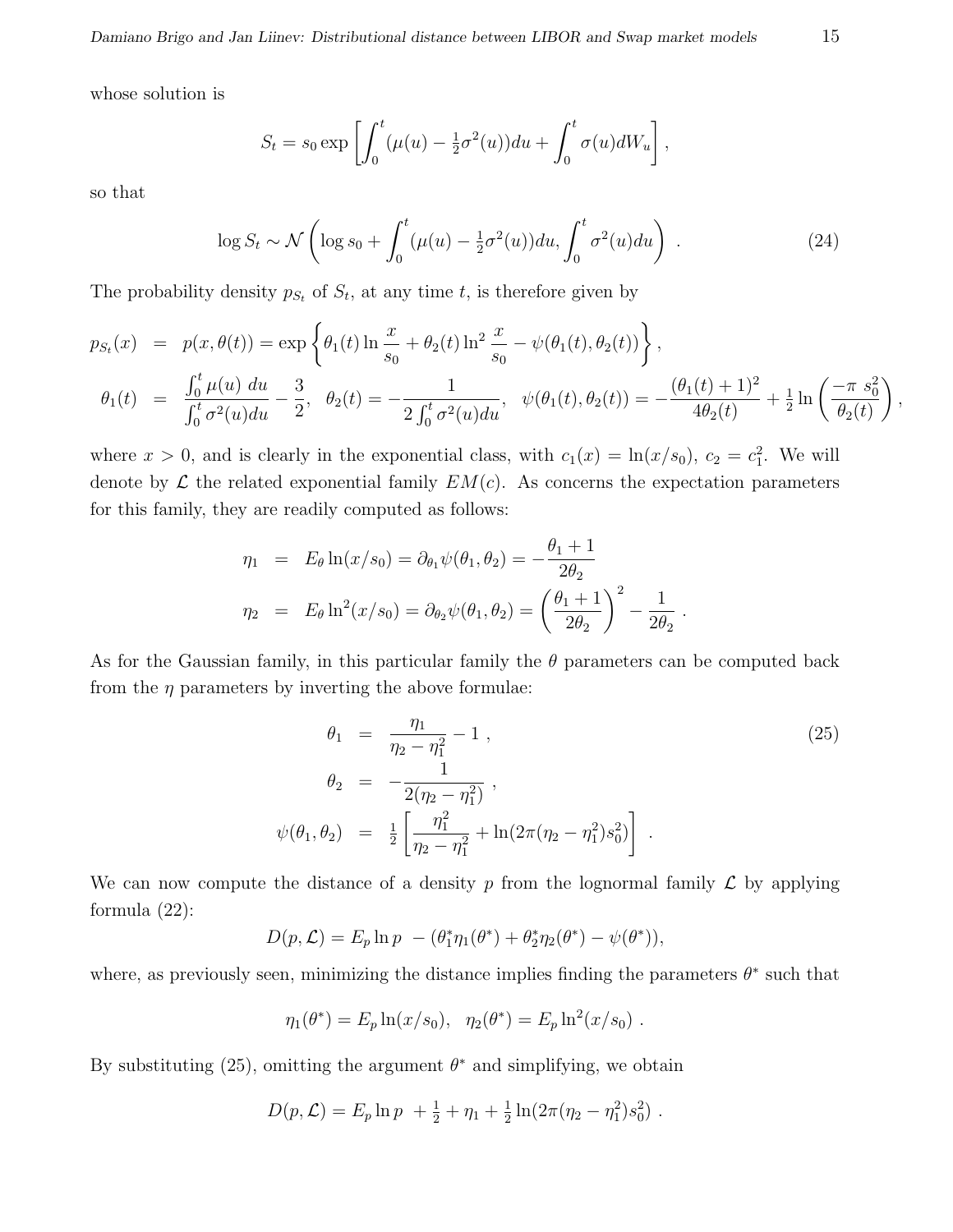whose solution is

$$S_t = s_0 \exp\left[\int_0^t (\mu(u) - \tfrac{1}{2}\sigma^2(u))du + \int_0^t \sigma(u)dW_u\right],$$

so that

$$\log S_t \sim \mathcal{N}\left(\log s_0 + \int_0^t (\mu(u) - \tfrac{1}{2}\sigma^2(u))du, \int_0^t \sigma^2(u)du\right) \ . \tag{24}$$

The probability density $p_{S_t}$ of $S_t$, at any time $t$, is therefore given by

$$\begin{aligned}
p_{S_t}(x) &= p(x, \theta(t)) = \exp\left\{\theta_1(t) \ln \frac{x}{s_0} + \theta_2(t) \ln^2 \frac{x}{s_0} - \psi(\theta_1(t), \theta_2(t))\right\}, \\
\theta_1(t) &= \frac{\int_0^t \mu(u)\ du}{\int_0^t \sigma^2(u)du} - \frac{3}{2}, \quad \theta_2(t) = -\frac{1}{2\int_0^t \sigma^2(u)du}, \quad \psi(\theta_1(t), \theta_2(t)) = -\frac{(\theta_1(t)+1)^2}{4\theta_2(t)} + \tfrac{1}{2}\ln\left(\frac{-\pi\ s_0^2}{\theta_2(t)}\right),
\end{aligned}$$

where $x > 0$, and is clearly in the exponential class, with $c_1(x) = \ln(x/s_0)$, $c_2 = c_1^2$. We will denote by $\mathcal{L}$ the related exponential family $EM(c)$. As concerns the expectation parameters for this family, they are readily computed as follows:

$$\begin{aligned}
\eta_1 &= E_\theta \ln(x/s_0) = \partial_{\theta_1}\psi(\theta_1, \theta_2) = -\frac{\theta_1 + 1}{2\theta_2} \\
\eta_2 &= E_\theta \ln^2(x/s_0) = \partial_{\theta_2}\psi(\theta_1, \theta_2) = \left(\frac{\theta_1+1}{2\theta_2}\right)^2 - \frac{1}{2\theta_2} \ .
\end{aligned}$$

As for the Gaussian family, in this particular family the $\theta$ parameters can be computed back from the $\eta$ parameters by inverting the above formulae:

$$\begin{aligned}
\theta_1 &= \frac{\eta_1}{\eta_2 - \eta_1^2} - 1 \ , \\
\theta_2 &= -\frac{1}{2(\eta_2 - \eta_1^2)} \ , \\
\psi(\theta_1, \theta_2) &= \tfrac{1}{2}\left[\frac{\eta_1^2}{\eta_2 - \eta_1^2} + \ln(2\pi(\eta_2 - \eta_1^2)s_0^2)\right] \ .
\end{aligned} \tag{25}$$

We can now compute the distance of a density $p$ from the lognormal family $\mathcal{L}$ by applying formula (22):

$$D(p, \mathcal{L}) = E_p \ln p \ - (\theta_1^*\eta_1(\theta^*) + \theta_2^*\eta_2(\theta^*) - \psi(\theta^*)),$$

where, as previously seen, minimizing the distance implies finding the parameters $\theta^*$ such that

$$\eta_1(\theta^*) = E_p \ln(x/s_0), \quad \eta_2(\theta^*) = E_p \ln^2(x/s_0) \ .$$

By substituting (25), omitting the argument $\theta^*$ and simplifying, we obtain

$$D(p, \mathcal{L}) = E_p \ln p \ + \tfrac{1}{2} + \eta_1 + \tfrac{1}{2}\ln(2\pi(\eta_2 - \eta_1^2)s_0^2) \ .$$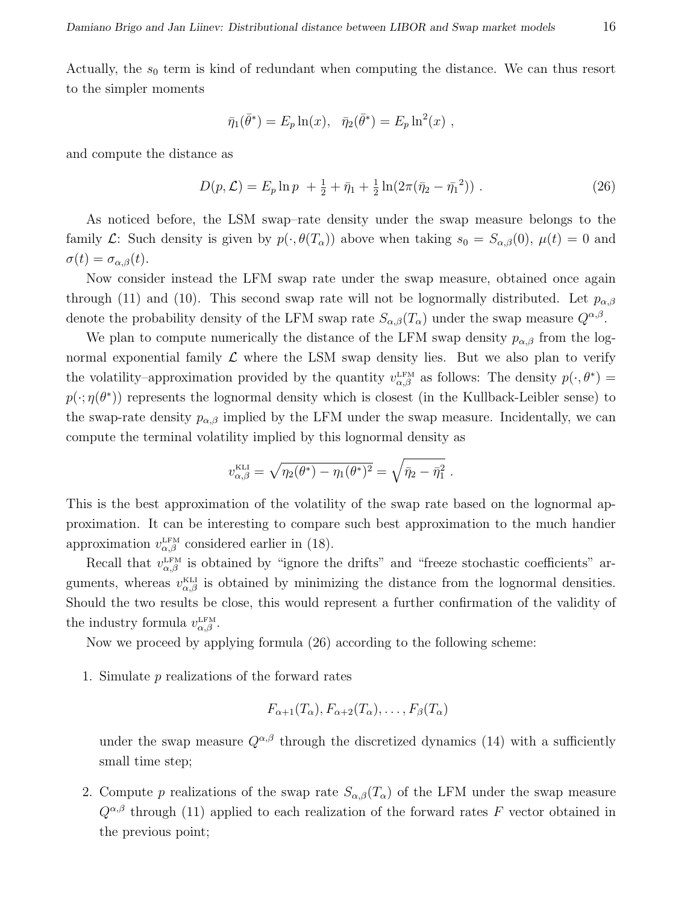Actually, the $s_0$ term is kind of redundant when computing the distance. We can thus resort to the simpler moments

$$\bar{\eta}_1(\bar{\theta}^*) = E_p \ln(x), \quad \bar{\eta}_2(\bar{\theta}^*) = E_p \ln^2(x) ,$$

and compute the distance as

$$D(p, \mathcal{L}) = E_p \ln p \; + \tfrac{1}{2} + \bar{\eta}_1 + \tfrac{1}{2} \ln(2\pi(\bar{\eta}_2 - \bar{\eta}_1{}^2)) . \tag{26}$$

As noticed before, the LSM swap–rate density under the swap measure belongs to the family $\mathcal{L}$: Such density is given by $p(\cdot, \theta(T_\alpha))$ above when taking $s_0 = S_{\alpha,\beta}(0)$, $\mu(t) = 0$ and $\sigma(t) = \sigma_{\alpha,\beta}(t)$.

Now consider instead the LFM swap rate under the swap measure, obtained once again through (11) and (10). This second swap rate will not be lognormally distributed. Let $p_{\alpha,\beta}$ denote the probability density of the LFM swap rate $S_{\alpha,\beta}(T_\alpha)$ under the swap measure $Q^{\alpha,\beta}$.

We plan to compute numerically the distance of the LFM swap density $p_{\alpha,\beta}$ from the lognormal exponential family $\mathcal{L}$ where the LSM swap density lies. But we also plan to verify the volatility–approximation provided by the quantity $v^{\text{LFM}}_{\alpha,\beta}$ as follows: The density $p(\cdot, \theta^*) = p(\cdot; \eta(\theta^*))$ represents the lognormal density which is closest (in the Kullback-Leibler sense) to the swap-rate density $p_{\alpha,\beta}$ implied by the LFM under the swap measure. Incidentally, we can compute the terminal volatility implied by this lognormal density as

$$v^{\text{KLI}}_{\alpha,\beta} = \sqrt{\eta_2(\theta^*) - \eta_1(\theta^*)^2} = \sqrt{\bar{\eta}_2 - \bar{\eta}_1^2} .$$

This is the best approximation of the volatility of the swap rate based on the lognormal approximation. It can be interesting to compare such best approximation to the much handier approximation $v^{\text{LFM}}_{\alpha,\beta}$ considered earlier in (18).

Recall that $v^{\text{LFM}}_{\alpha,\beta}$ is obtained by "ignore the drifts" and "freeze stochastic coefficients" arguments, whereas $v^{\text{KLI}}_{\alpha,\beta}$ is obtained by minimizing the distance from the lognormal densities. Should the two results be close, this would represent a further confirmation of the validity of the industry formula $v^{\text{LFM}}_{\alpha,\beta}$.

Now we proceed by applying formula (26) according to the following scheme:

1. Simulate $p$ realizations of the forward rates

$$F_{\alpha+1}(T_\alpha), F_{\alpha+2}(T_\alpha), \ldots, F_\beta(T_\alpha)$$

   under the swap measure $Q^{\alpha,\beta}$ through the discretized dynamics (14) with a sufficiently small time step;

2. Compute $p$ realizations of the swap rate $S_{\alpha,\beta}(T_\alpha)$ of the LFM under the swap measure $Q^{\alpha,\beta}$ through (11) applied to each realization of the forward rates $F$ vector obtained in the previous point;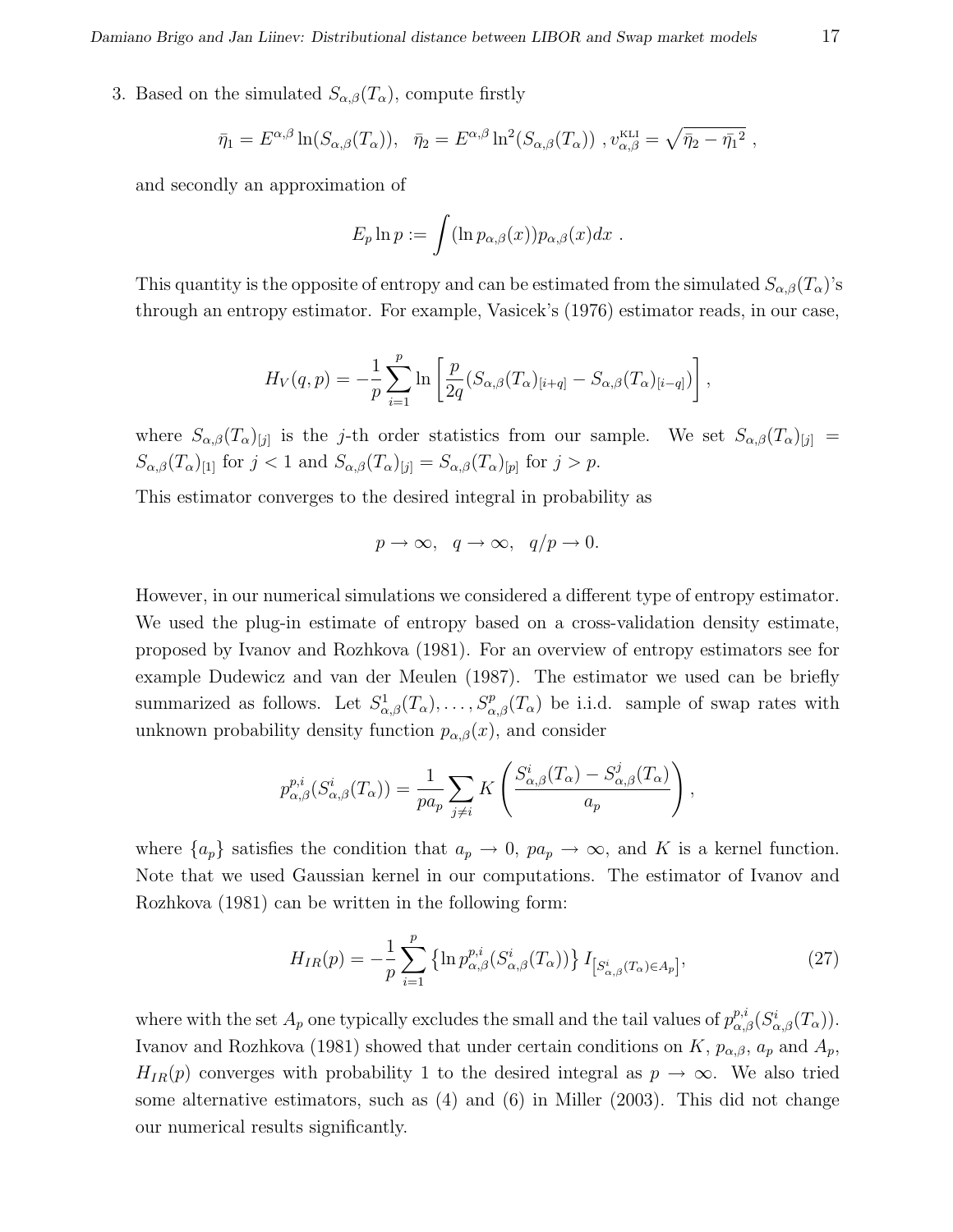3. Based on the simulated $S_{\alpha,\beta}(T_\alpha)$, compute firstly

$$\bar{\eta}_1 = E^{\alpha,\beta} \ln(S_{\alpha,\beta}(T_\alpha)), \quad \bar{\eta}_2 = E^{\alpha,\beta} \ln^2(S_{\alpha,\beta}(T_\alpha)) \ , v^{\text{KLI}}_{\alpha,\beta} = \sqrt{\bar{\eta}_2 - \bar{\eta}_1{}^2} \ ,$$

and secondly an approximation of

$$E_p \ln p := \int (\ln p_{\alpha,\beta}(x)) p_{\alpha,\beta}(x) dx \ .$$

This quantity is the opposite of entropy and can be estimated from the simulated $S_{\alpha,\beta}(T_\alpha)$'s through an entropy estimator. For example, Vasicek's (1976) estimator reads, in our case,

$$H_V(q,p) = -\frac{1}{p} \sum_{i=1}^{p} \ln \left[ \frac{p}{2q} (S_{\alpha,\beta}(T_\alpha)_{[i+q]} - S_{\alpha,\beta}(T_\alpha)_{[i-q]}) \right],$$

where $S_{\alpha,\beta}(T_\alpha)_{[j]}$ is the $j$-th order statistics from our sample. We set $S_{\alpha,\beta}(T_\alpha)_{[j]} = S_{\alpha,\beta}(T_\alpha)_{[1]}$ for $j < 1$ and $S_{\alpha,\beta}(T_\alpha)_{[j]} = S_{\alpha,\beta}(T_\alpha)_{[p]}$ for $j > p$.

This estimator converges to the desired integral in probability as

$$p \to \infty, \quad q \to \infty, \quad q/p \to 0.$$

However, in our numerical simulations we considered a different type of entropy estimator. We used the plug-in estimate of entropy based on a cross-validation density estimate, proposed by Ivanov and Rozhkova (1981). For an overview of entropy estimators see for example Dudewicz and van der Meulen (1987). The estimator we used can be briefly summarized as follows. Let $S^1_{\alpha,\beta}(T_\alpha), \ldots, S^p_{\alpha,\beta}(T_\alpha)$ be i.i.d. sample of swap rates with unknown probability density function $p_{\alpha,\beta}(x)$, and consider

$$p^{p,i}_{\alpha,\beta}(S^i_{\alpha,\beta}(T_\alpha)) = \frac{1}{p a_p} \sum_{j \neq i} K \left( \frac{S^i_{\alpha,\beta}(T_\alpha) - S^j_{\alpha,\beta}(T_\alpha)}{a_p} \right),$$

where $\{a_p\}$ satisfies the condition that $a_p \to 0$, $p a_p \to \infty$, and $K$ is a kernel function. Note that we used Gaussian kernel in our computations. The estimator of Ivanov and Rozhkova (1981) can be written in the following form:

$$H_{IR}(p) = -\frac{1}{p} \sum_{i=1}^{p} \left\{ \ln p^{p,i}_{\alpha,\beta}(S^i_{\alpha,\beta}(T_\alpha)) \right\} I_{\left[S^i_{\alpha,\beta}(T_\alpha) \in A_p\right]}, \tag{27}$$

where with the set $A_p$ one typically excludes the small and the tail values of $p^{p,i}_{\alpha,\beta}(S^i_{\alpha,\beta}(T_\alpha))$. Ivanov and Rozhkova (1981) showed that under certain conditions on $K$, $p_{\alpha,\beta}$, $a_p$ and $A_p$, $H_{IR}(p)$ converges with probability 1 to the desired integral as $p \to \infty$. We also tried some alternative estimators, such as (4) and (6) in Miller (2003). This did not change our numerical results significantly.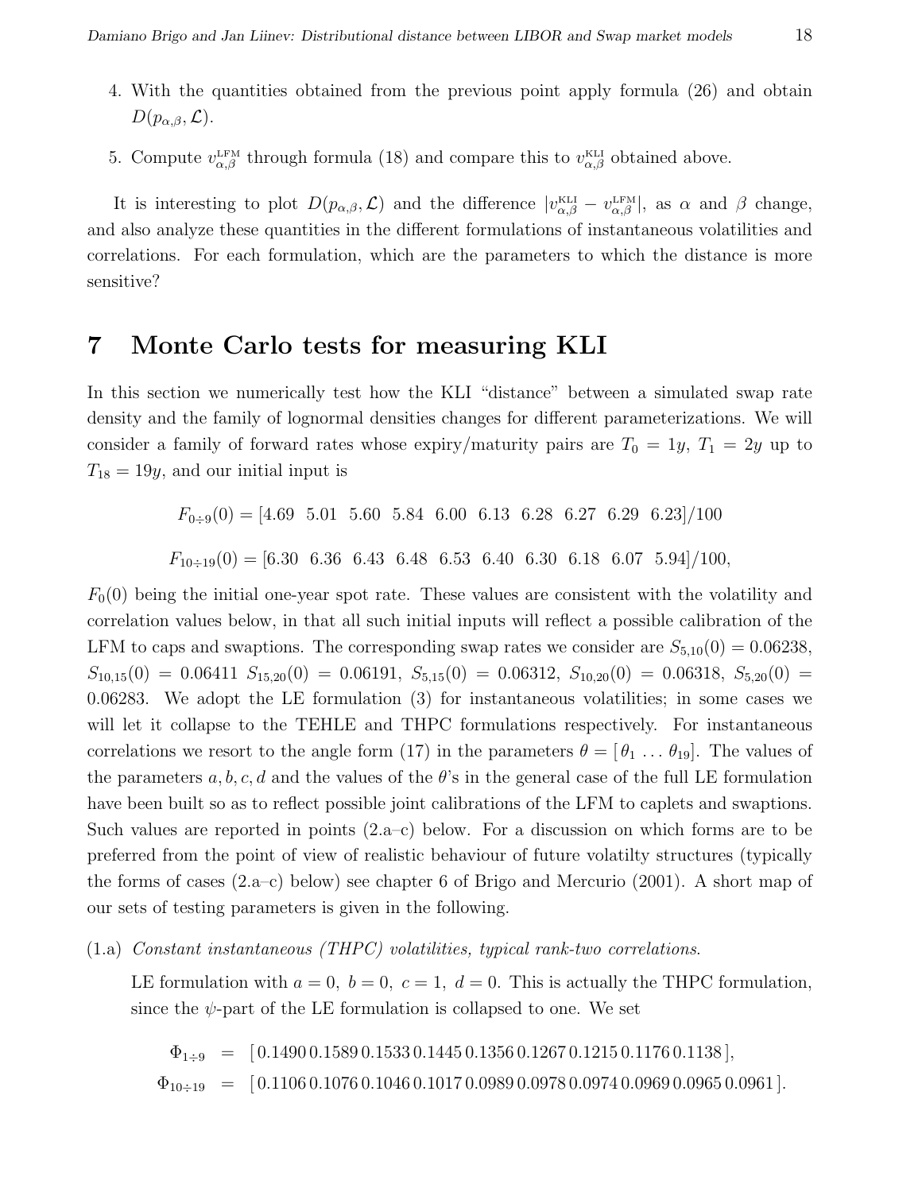4. With the quantities obtained from the previous point apply formula (26) and obtain $D(p_{\alpha,\beta}, \mathcal{L})$.

5. Compute $v^{\text{LFM}}_{\alpha,\beta}$ through formula (18) and compare this to $v^{\text{KLI}}_{\alpha,\beta}$ obtained above.

It is interesting to plot $D(p_{\alpha,\beta}, \mathcal{L})$ and the difference $|v^{\text{KLI}}_{\alpha,\beta} - v^{\text{LFM}}_{\alpha,\beta}|$, as $\alpha$ and $\beta$ change, and also analyze these quantities in the different formulations of instantaneous volatilities and correlations. For each formulation, which are the parameters to which the distance is more sensitive?

# 7 Monte Carlo tests for measuring KLI

In this section we numerically test how the KLI "distance" between a simulated swap rate density and the family of lognormal densities changes for different parameterizations. We will consider a family of forward rates whose expiry/maturity pairs are $T_0 = 1y$, $T_1 = 2y$ up to $T_{18} = 19y$, and our initial input is

$$F_{0\div 9}(0) = [4.69 \;\; 5.01 \;\; 5.60 \;\; 5.84 \;\; 6.00 \;\; 6.13 \;\; 6.28 \;\; 6.27 \;\; 6.29 \;\; 6.23]/100$$

$$F_{10\div 19}(0) = [6.30 \;\; 6.36 \;\; 6.43 \;\; 6.48 \;\; 6.53 \;\; 6.40 \;\; 6.30 \;\; 6.18 \;\; 6.07 \;\; 5.94]/100,$$

$F_0(0)$ being the initial one-year spot rate. These values are consistent with the volatility and correlation values below, in that all such initial inputs will reflect a possible calibration of the LFM to caps and swaptions. The corresponding swap rates we consider are $S_{5,10}(0) = 0.06238$, $S_{10,15}(0) = 0.06411$ $S_{15,20}(0) = 0.06191$, $S_{5,15}(0) = 0.06312$, $S_{10,20}(0) = 0.06318$, $S_{5,20}(0) = 0.06283$. We adopt the LE formulation (3) for instantaneous volatilities; in some cases we will let it collapse to the TEHLE and THPC formulations respectively. For instantaneous correlations we resort to the angle form (17) in the parameters $\theta = [\,\theta_1 \ldots \theta_{19}]$. The values of the parameters $a, b, c, d$ and the values of the $\theta$'s in the general case of the full LE formulation have been built so as to reflect possible joint calibrations of the LFM to caplets and swaptions. Such values are reported in points (2.a–c) below. For a discussion on which forms are to be preferred from the point of view of realistic behaviour of future volatilty structures (typically the forms of cases (2.a–c) below) see chapter 6 of Brigo and Mercurio (2001). A short map of our sets of testing parameters is given in the following.

(1.a) *Constant instantaneous (THPC) volatilities, typical rank-two correlations.*

LE formulation with $a = 0,\ b = 0,\ c = 1,\ d = 0$. This is actually the THPC formulation, since the $\psi$-part of the LE formulation is collapsed to one. We set

$$\begin{aligned}
\Phi_{1\div 9} &= [\,0.1490\; 0.1589\; 0.1533\; 0.1445\; 0.1356\; 0.1267\; 0.1215\; 0.1176\; 0.1138\,],\\
\Phi_{10\div 19} &= [\,0.1106\; 0.1076\; 0.1046\; 0.1017\; 0.0989\; 0.0978\; 0.0974\; 0.0969\; 0.0965\; 0.0961\,].
\end{aligned}$$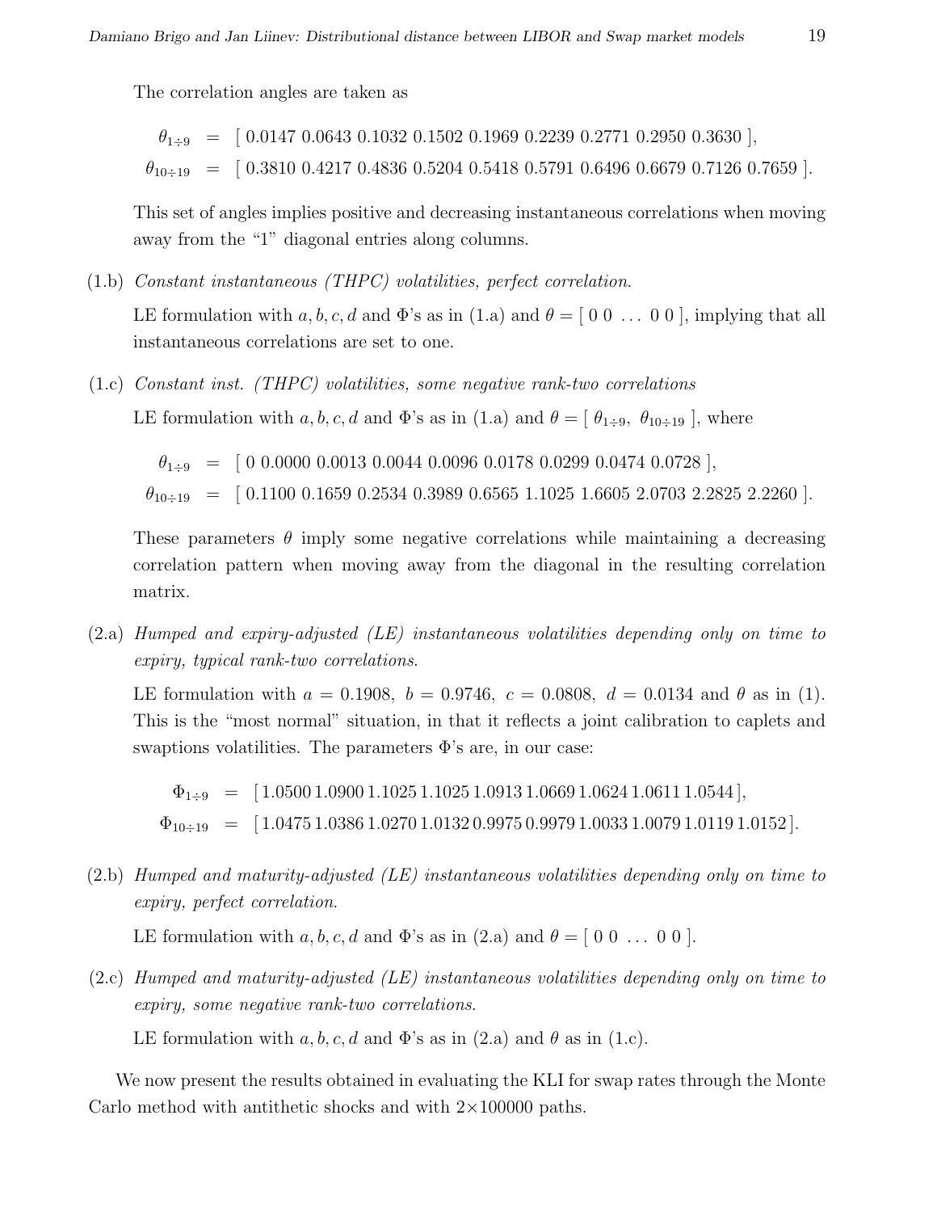The correlation angles are taken as

$$\theta_{1\div 9} = [\ 0.0147\ 0.0643\ 0.1032\ 0.1502\ 0.1969\ 0.2239\ 0.2771\ 0.2950\ 0.3630\ ],$$
$$\theta_{10\div 19} = [\ 0.3810\ 0.4217\ 0.4836\ 0.5204\ 0.5418\ 0.5791\ 0.6496\ 0.6679\ 0.7126\ 0.7659\ ].$$

This set of angles implies positive and decreasing instantaneous correlations when moving away from the "1" diagonal entries along columns.

(1.b) *Constant instantaneous (THPC) volatilities, perfect correlation.*

LE formulation with $a, b, c, d$ and $\Phi$'s as in (1.a) and $\theta = [\ 0\ 0\ \ldots\ 0\ 0\ ]$, implying that all instantaneous correlations are set to one.

(1.c) *Constant inst. (THPC) volatilities, some negative rank-two correlations*

LE formulation with $a, b, c, d$ and $\Phi$'s as in (1.a) and $\theta = [\ \theta_{1\div 9},\ \theta_{10\div 19}\ ]$, where

$$\theta_{1\div 9} = [\ 0\ 0.0000\ 0.0013\ 0.0044\ 0.0096\ 0.0178\ 0.0299\ 0.0474\ 0.0728\ ],$$
$$\theta_{10\div 19} = [\ 0.1100\ 0.1659\ 0.2534\ 0.3989\ 0.6565\ 1.1025\ 1.6605\ 2.0703\ 2.2825\ 2.2260\ ].$$

These parameters $\theta$ imply some negative correlations while maintaining a decreasing correlation pattern when moving away from the diagonal in the resulting correlation matrix.

(2.a) *Humped and expiry-adjusted (LE) instantaneous volatilities depending only on time to expiry, typical rank-two correlations.*

LE formulation with $a = 0.1908,\ b = 0.9746,\ c = 0.0808,\ d = 0.0134$ and $\theta$ as in (1). This is the "most normal" situation, in that it reflects a joint calibration to caplets and swaptions volatilities. The parameters $\Phi$'s are, in our case:

$$\Phi_{1\div 9} = [\,1.0500\ 1.0900\ 1.1025\ 1.1025\ 1.0913\ 1.0669\ 1.0624\ 1.0611\ 1.0544\,],$$
$$\Phi_{10\div 19} = [\,1.0475\ 1.0386\ 1.0270\ 1.0132\ 0.9975\ 0.9979\ 1.0033\ 1.0079\ 1.0119\ 1.0152\,].$$

(2.b) *Humped and maturity-adjusted (LE) instantaneous volatilities depending only on time to expiry, perfect correlation.*

LE formulation with $a, b, c, d$ and $\Phi$'s as in (2.a) and $\theta = [\ 0\ 0\ \ldots\ 0\ 0\ ]$.

(2.c) *Humped and maturity-adjusted (LE) instantaneous volatilities depending only on time to expiry, some negative rank-two correlations.*

LE formulation with $a, b, c, d$ and $\Phi$'s as in (2.a) and $\theta$ as in (1.c).

We now present the results obtained in evaluating the KLI for swap rates through the Monte Carlo method with antithetic shocks and with $2\times 100000$ paths.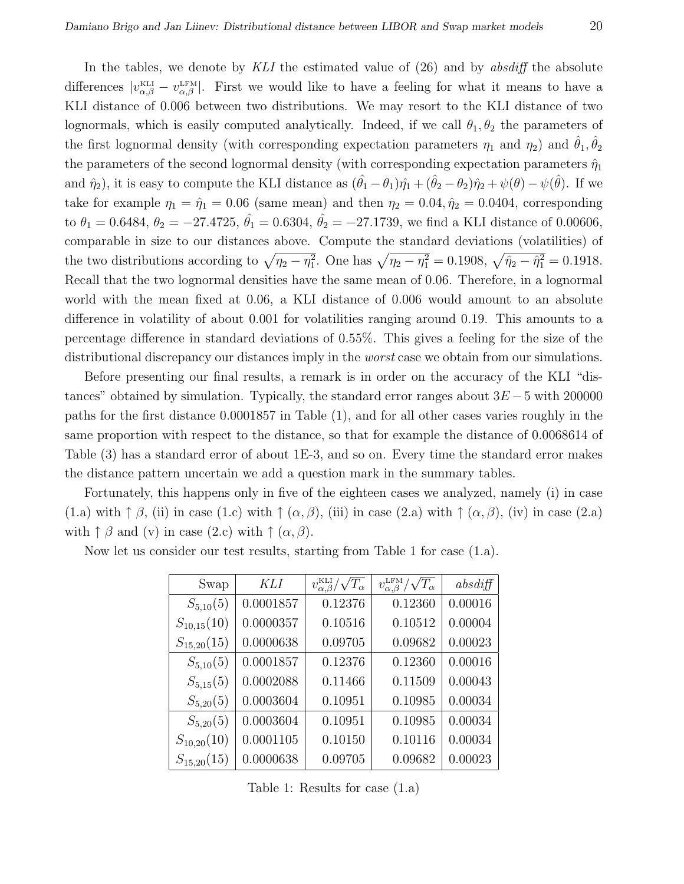In the tables, we denote by *KLI* the estimated value of (26) and by *absdiff* the absolute differences $|v^{\text{KLI}}_{\alpha,\beta} - v^{\text{LFM}}_{\alpha,\beta}|$. First we would like to have a feeling for what it means to have a KLI distance of 0.006 between two distributions. We may resort to the KLI distance of two lognormals, which is easily computed analytically. Indeed, if we call $\theta_1, \theta_2$ the parameters of the first lognormal density (with corresponding expectation parameters $\eta_1$ and $\eta_2$) and $\hat{\theta}_1, \hat{\theta}_2$ the parameters of the second lognormal density (with corresponding expectation parameters $\hat{\eta}_1$ and $\hat{\eta}_2$), it is easy to compute the KLI distance as $(\hat{\theta}_1 - \theta_1)\hat{\eta}_1 + (\hat{\theta}_2 - \theta_2)\hat{\eta}_2 + \psi(\theta) - \psi(\hat{\theta})$. If we take for example $\eta_1 = \hat{\eta}_1 = 0.06$ (same mean) and then $\eta_2 = 0.04, \hat{\eta}_2 = 0.0404$, corresponding to $\theta_1 = 0.6484$, $\theta_2 = -27.4725$, $\hat{\theta}_1 = 0.6304$, $\hat{\theta}_2 = -27.1739$, we find a KLI distance of 0.00606, comparable in size to our distances above. Compute the standard deviations (volatilities) of the two distributions according to $\sqrt{\eta_2 - \eta_1^2}$. One has $\sqrt{\eta_2 - \eta_1^2} = 0.1908$, $\sqrt{\hat{\eta}_2 - \hat{\eta}_1^2} = 0.1918$. Recall that the two lognormal densities have the same mean of 0.06. Therefore, in a lognormal world with the mean fixed at 0.06, a KLI distance of 0.006 would amount to an absolute difference in volatility of about 0.001 for volatilities ranging around 0.19. This amounts to a percentage difference in standard deviations of 0.55%. This gives a feeling for the size of the distributional discrepancy our distances imply in the *worst* case we obtain from our simulations.

Before presenting our final results, a remark is in order on the accuracy of the KLI "distances" obtained by simulation. Typically, the standard error ranges about $3E-5$ with 200000 paths for the first distance 0.0001857 in Table (1), and for all other cases varies roughly in the same proportion with respect to the distance, so that for example the distance of 0.0068614 of Table (3) has a standard error of about 1E-3, and so on. Every time the standard error makes the distance pattern uncertain we add a question mark in the summary tables.

Fortunately, this happens only in five of the eighteen cases we analyzed, namely (i) in case (1.a) with $\uparrow \beta$, (ii) in case (1.c) with $\uparrow (\alpha, \beta)$, (iii) in case (2.a) with $\uparrow (\alpha, \beta)$, (iv) in case (2.a) with $\uparrow \beta$ and (v) in case (2.c) with $\uparrow (\alpha, \beta)$.

Now let us consider our test results, starting from Table 1 for case (1.a).

| Swap | *KLI* | $v^{\text{KLI}}_{\alpha,\beta}/\sqrt{T_\alpha}$ | $v^{\text{LFM}}_{\alpha,\beta}/\sqrt{T_\alpha}$ | *absdiff* |
|---|---|---|---|---|
| $S_{5,10}(5)$ | 0.0001857 | 0.12376 | 0.12360 | 0.00016 |
| $S_{10,15}(10)$ | 0.0000357 | 0.10516 | 0.10512 | 0.00004 |
| $S_{15,20}(15)$ | 0.0000638 | 0.09705 | 0.09682 | 0.00023 |
| $S_{5,10}(5)$ | 0.0001857 | 0.12376 | 0.12360 | 0.00016 |
| $S_{5,15}(5)$ | 0.0002088 | 0.11466 | 0.11509 | 0.00043 |
| $S_{5,20}(5)$ | 0.0003604 | 0.10951 | 0.10985 | 0.00034 |
| $S_{5,20}(5)$ | 0.0003604 | 0.10951 | 0.10985 | 0.00034 |
| $S_{10,20}(10)$ | 0.0001105 | 0.10150 | 0.10116 | 0.00034 |
| $S_{15,20}(15)$ | 0.0000638 | 0.09705 | 0.09682 | 0.00023 |

Table 1: Results for case (1.a)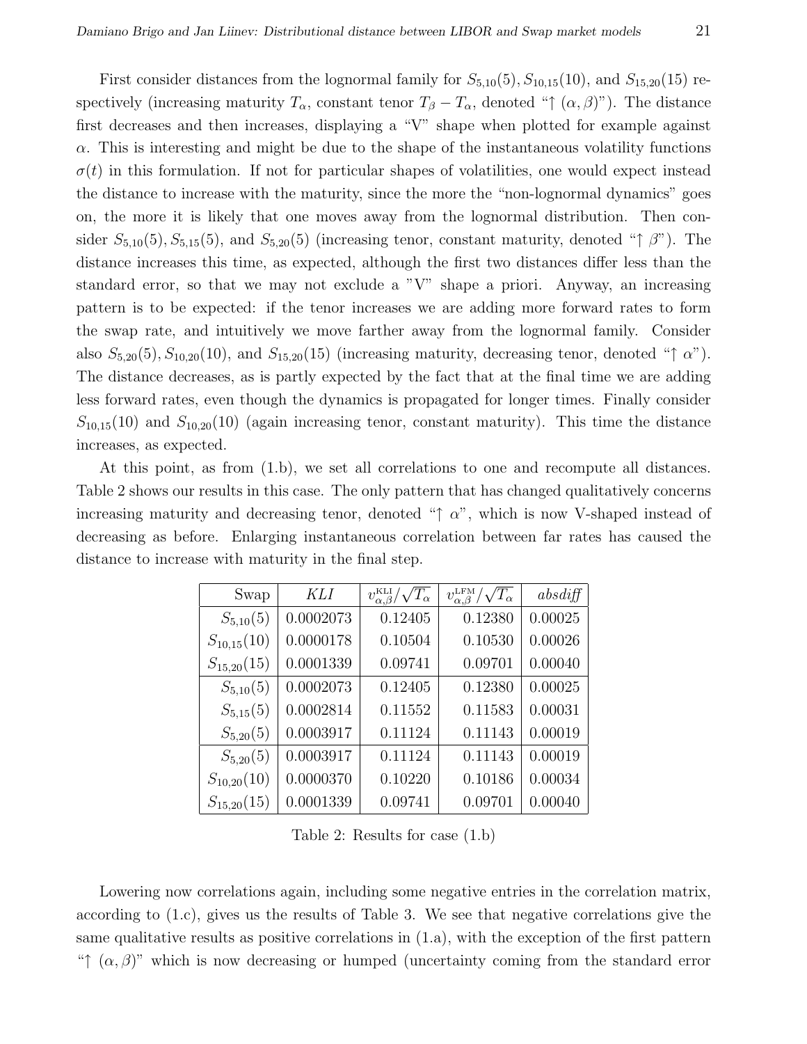First consider distances from the lognormal family for $S_{5,10}(5), S_{10,15}(10)$, and $S_{15,20}(15)$ respectively (increasing maturity $T_\alpha$, constant tenor $T_\beta - T_\alpha$, denoted "$\uparrow (\alpha, \beta)$"). The distance first decreases and then increases, displaying a "V" shape when plotted for example against $\alpha$. This is interesting and might be due to the shape of the instantaneous volatility functions $\sigma(t)$ in this formulation. If not for particular shapes of volatilities, one would expect instead the distance to increase with the maturity, since the more the "non-lognormal dynamics" goes on, the more it is likely that one moves away from the lognormal distribution. Then consider $S_{5,10}(5), S_{5,15}(5)$, and $S_{5,20}(5)$ (increasing tenor, constant maturity, denoted "$\uparrow \beta$"). The distance increases this time, as expected, although the first two distances differ less than the standard error, so that we may not exclude a "V" shape a priori. Anyway, an increasing pattern is to be expected: if the tenor increases we are adding more forward rates to form the swap rate, and intuitively we move farther away from the lognormal family. Consider also $S_{5,20}(5), S_{10,20}(10)$, and $S_{15,20}(15)$ (increasing maturity, decreasing tenor, denoted "$\uparrow \alpha$"). The distance decreases, as is partly expected by the fact that at the final time we are adding less forward rates, even though the dynamics is propagated for longer times. Finally consider $S_{10,15}(10)$ and $S_{10,20}(10)$ (again increasing tenor, constant maturity). This time the distance increases, as expected.

At this point, as from (1.b), we set all correlations to one and recompute all distances. Table 2 shows our results in this case. The only pattern that has changed qualitatively concerns increasing maturity and decreasing tenor, denoted "$\uparrow \alpha$", which is now V-shaped instead of decreasing as before. Enlarging instantaneous correlation between far rates has caused the distance to increase with maturity in the final step.

| Swap | *KLI* | $v^{\text{KLI}}_{\alpha,\beta}/\sqrt{T_\alpha}$ | $v^{\text{LFM}}_{\alpha,\beta}/\sqrt{T_\alpha}$ | *absdiff* |
|---:|---:|---:|---:|---:|
| $S_{5,10}(5)$ | 0.0002073 | 0.12405 | 0.12380 | 0.00025 |
| $S_{10,15}(10)$ | 0.0000178 | 0.10504 | 0.10530 | 0.00026 |
| $S_{15,20}(15)$ | 0.0001339 | 0.09741 | 0.09701 | 0.00040 |
| $S_{5,10}(5)$ | 0.0002073 | 0.12405 | 0.12380 | 0.00025 |
| $S_{5,15}(5)$ | 0.0002814 | 0.11552 | 0.11583 | 0.00031 |
| $S_{5,20}(5)$ | 0.0003917 | 0.11124 | 0.11143 | 0.00019 |
| $S_{5,20}(5)$ | 0.0003917 | 0.11124 | 0.11143 | 0.00019 |
| $S_{10,20}(10)$ | 0.0000370 | 0.10220 | 0.10186 | 0.00034 |
| $S_{15,20}(15)$ | 0.0001339 | 0.09741 | 0.09701 | 0.00040 |

Table 2: Results for case (1.b)

Lowering now correlations again, including some negative entries in the correlation matrix, according to (1.c), gives us the results of Table 3. We see that negative correlations give the same qualitative results as positive correlations in (1.a), with the exception of the first pattern "$\uparrow (\alpha, \beta)$" which is now decreasing or humped (uncertainty coming from the standard error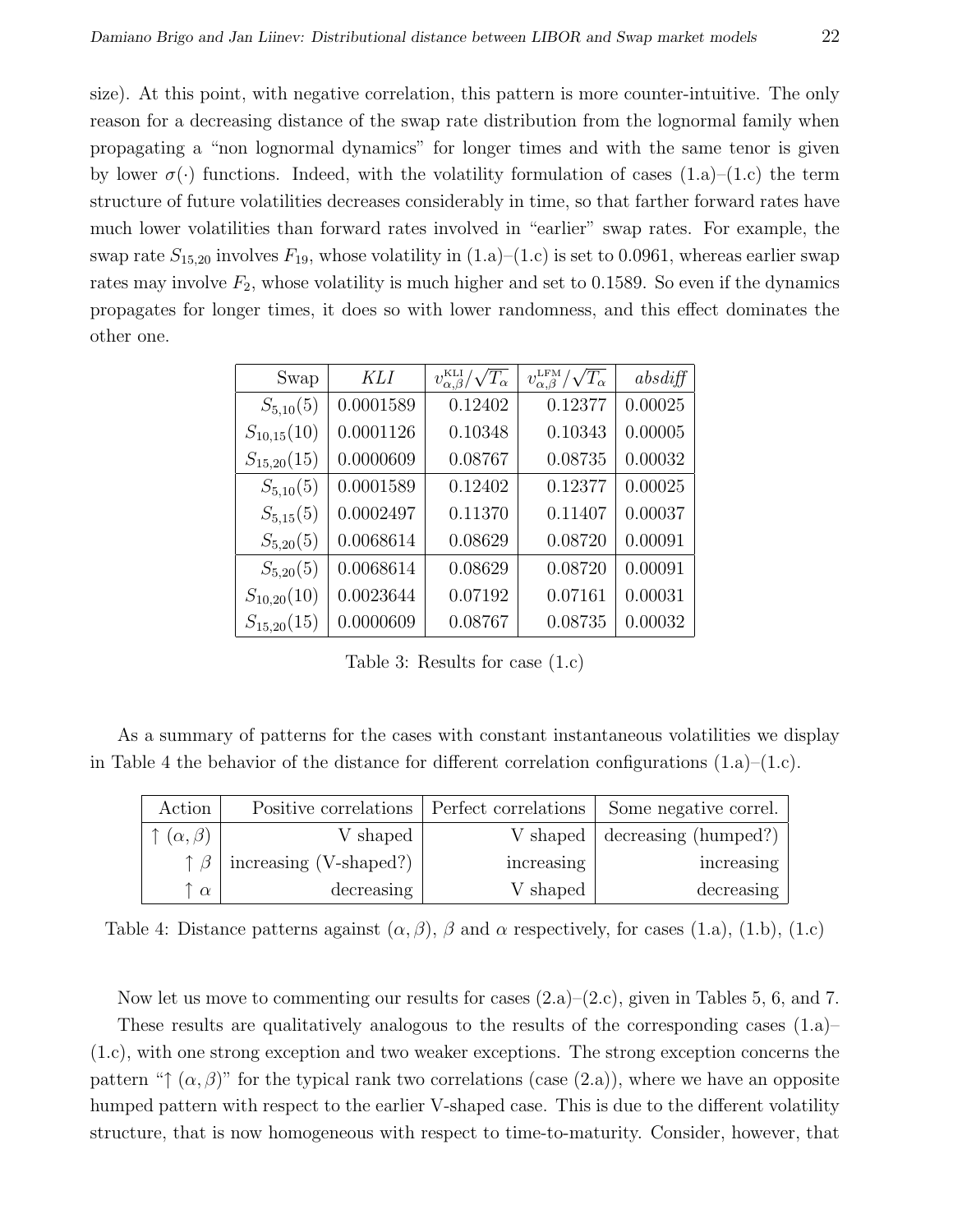size). At this point, with negative correlation, this pattern is more counter-intuitive. The only reason for a decreasing distance of the swap rate distribution from the lognormal family when propagating a "non lognormal dynamics" for longer times and with the same tenor is given by lower $\sigma(\cdot)$ functions. Indeed, with the volatility formulation of cases (1.a)–(1.c) the term structure of future volatilities decreases considerably in time, so that farther forward rates have much lower volatilities than forward rates involved in "earlier" swap rates. For example, the swap rate $S_{15,20}$ involves $F_{19}$, whose volatility in (1.a)–(1.c) is set to 0.0961, whereas earlier swap rates may involve $F_2$, whose volatility is much higher and set to 0.1589. So even if the dynamics propagates for longer times, it does so with lower randomness, and this effect dominates the other one.

| Swap | *KLI* | $v^{\text{KLI}}_{\alpha,\beta}/\sqrt{T_\alpha}$ | $v^{\text{LFM}}_{\alpha,\beta}/\sqrt{T_\alpha}$ | *absdiff* |
|---|---|---|---|---|
| $S_{5,10}(5)$ | 0.0001589 | 0.12402 | 0.12377 | 0.00025 |
| $S_{10,15}(10)$ | 0.0001126 | 0.10348 | 0.10343 | 0.00005 |
| $S_{15,20}(15)$ | 0.0000609 | 0.08767 | 0.08735 | 0.00032 |
| $S_{5,10}(5)$ | 0.0001589 | 0.12402 | 0.12377 | 0.00025 |
| $S_{5,15}(5)$ | 0.0002497 | 0.11370 | 0.11407 | 0.00037 |
| $S_{5,20}(5)$ | 0.0068614 | 0.08629 | 0.08720 | 0.00091 |
| $S_{5,20}(5)$ | 0.0068614 | 0.08629 | 0.08720 | 0.00091 |
| $S_{10,20}(10)$ | 0.0023644 | 0.07192 | 0.07161 | 0.00031 |
| $S_{15,20}(15)$ | 0.0000609 | 0.08767 | 0.08735 | 0.00032 |

Table 3: Results for case (1.c)

As a summary of patterns for the cases with constant instantaneous volatilities we display in Table 4 the behavior of the distance for different correlation configurations (1.a)–(1.c).

| Action | Positive correlations | Perfect correlations | Some negative correl. |
|---|---|---|---|
| $\uparrow (\alpha,\beta)$ | V shaped | V shaped | decreasing (humped?) |
| $\uparrow \beta$ | increasing (V-shaped?) | increasing | increasing |
| $\uparrow \alpha$ | decreasing | V shaped | decreasing |

Table 4: Distance patterns against $(\alpha,\beta)$, $\beta$ and $\alpha$ respectively, for cases (1.a), (1.b), (1.c)

Now let us move to commenting our results for cases (2.a)–(2.c), given in Tables 5, 6, and 7.

These results are qualitatively analogous to the results of the corresponding cases (1.a)–(1.c), with one strong exception and two weaker exceptions. The strong exception concerns the pattern "$\uparrow (\alpha,\beta)$" for the typical rank two correlations (case (2.a)), where we have an opposite humped pattern with respect to the earlier V-shaped case. This is due to the different volatility structure, that is now homogeneous with respect to time-to-maturity. Consider, however, that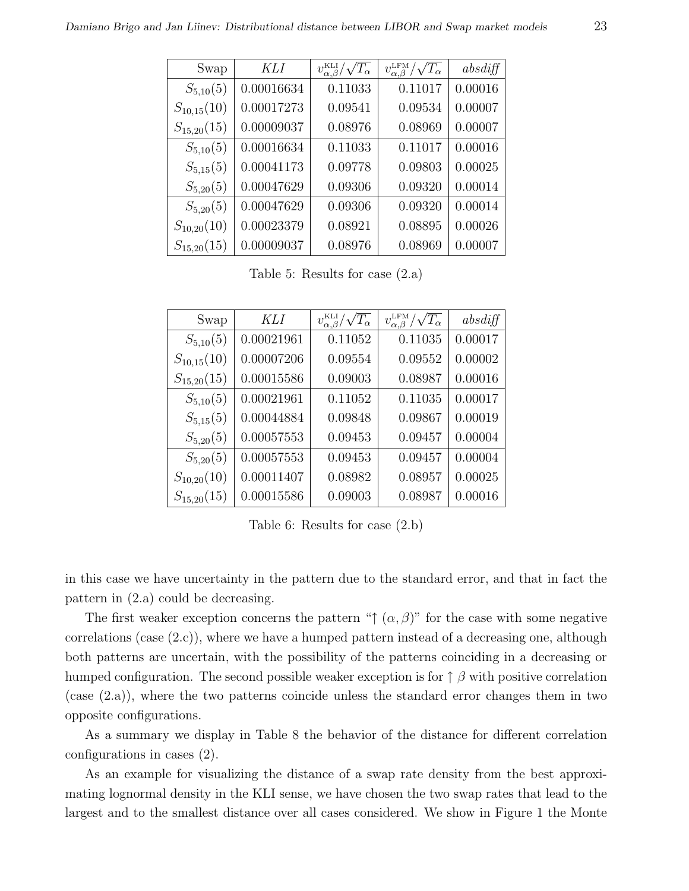| Swap | *KLI* | $v^{\text{KLI}}_{\alpha,\beta}/\sqrt{T_\alpha}$ | $v^{\text{LFM}}_{\alpha,\beta}/\sqrt{T_\alpha}$ | *absdiff* |
|---:|---:|---:|---:|---:|
| $S_{5,10}(5)$ | 0.00016634 | 0.11033 | 0.11017 | 0.00016 |
| $S_{10,15}(10)$ | 0.00017273 | 0.09541 | 0.09534 | 0.00007 |
| $S_{15,20}(15)$ | 0.00009037 | 0.08976 | 0.08969 | 0.00007 |
| $S_{5,10}(5)$ | 0.00016634 | 0.11033 | 0.11017 | 0.00016 |
| $S_{5,15}(5)$ | 0.00041173 | 0.09778 | 0.09803 | 0.00025 |
| $S_{5,20}(5)$ | 0.00047629 | 0.09306 | 0.09320 | 0.00014 |
| $S_{5,20}(5)$ | 0.00047629 | 0.09306 | 0.09320 | 0.00014 |
| $S_{10,20}(10)$ | 0.00023379 | 0.08921 | 0.08895 | 0.00026 |
| $S_{15,20}(15)$ | 0.00009037 | 0.08976 | 0.08969 | 0.00007 |

Table 5: Results for case (2.a)

| Swap | *KLI* | $v^{\text{KLI}}_{\alpha,\beta}/\sqrt{T_\alpha}$ | $v^{\text{LFM}}_{\alpha,\beta}/\sqrt{T_\alpha}$ | *absdiff* |
|---:|---:|---:|---:|---:|
| $S_{5,10}(5)$ | 0.00021961 | 0.11052 | 0.11035 | 0.00017 |
| $S_{10,15}(10)$ | 0.00007206 | 0.09554 | 0.09552 | 0.00002 |
| $S_{15,20}(15)$ | 0.00015586 | 0.09003 | 0.08987 | 0.00016 |
| $S_{5,10}(5)$ | 0.00021961 | 0.11052 | 0.11035 | 0.00017 |
| $S_{5,15}(5)$ | 0.00044884 | 0.09848 | 0.09867 | 0.00019 |
| $S_{5,20}(5)$ | 0.00057553 | 0.09453 | 0.09457 | 0.00004 |
| $S_{5,20}(5)$ | 0.00057553 | 0.09453 | 0.09457 | 0.00004 |
| $S_{10,20}(10)$ | 0.00011407 | 0.08982 | 0.08957 | 0.00025 |
| $S_{15,20}(15)$ | 0.00015586 | 0.09003 | 0.08987 | 0.00016 |

Table 6: Results for case (2.b)

in this case we have uncertainty in the pattern due to the standard error, and that in fact the pattern in (2.a) could be decreasing.

The first weaker exception concerns the pattern "$\uparrow (\alpha, \beta)$" for the case with some negative correlations (case (2.c)), where we have a humped pattern instead of a decreasing one, although both patterns are uncertain, with the possibility of the patterns coinciding in a decreasing or humped configuration. The second possible weaker exception is for $\uparrow \beta$ with positive correlation (case (2.a)), where the two patterns coincide unless the standard error changes them in two opposite configurations.

As a summary we display in Table 8 the behavior of the distance for different correlation configurations in cases (2).

As an example for visualizing the distance of a swap rate density from the best approximating lognormal density in the KLI sense, we have chosen the two swap rates that lead to the largest and to the smallest distance over all cases considered. We show in Figure 1 the Monte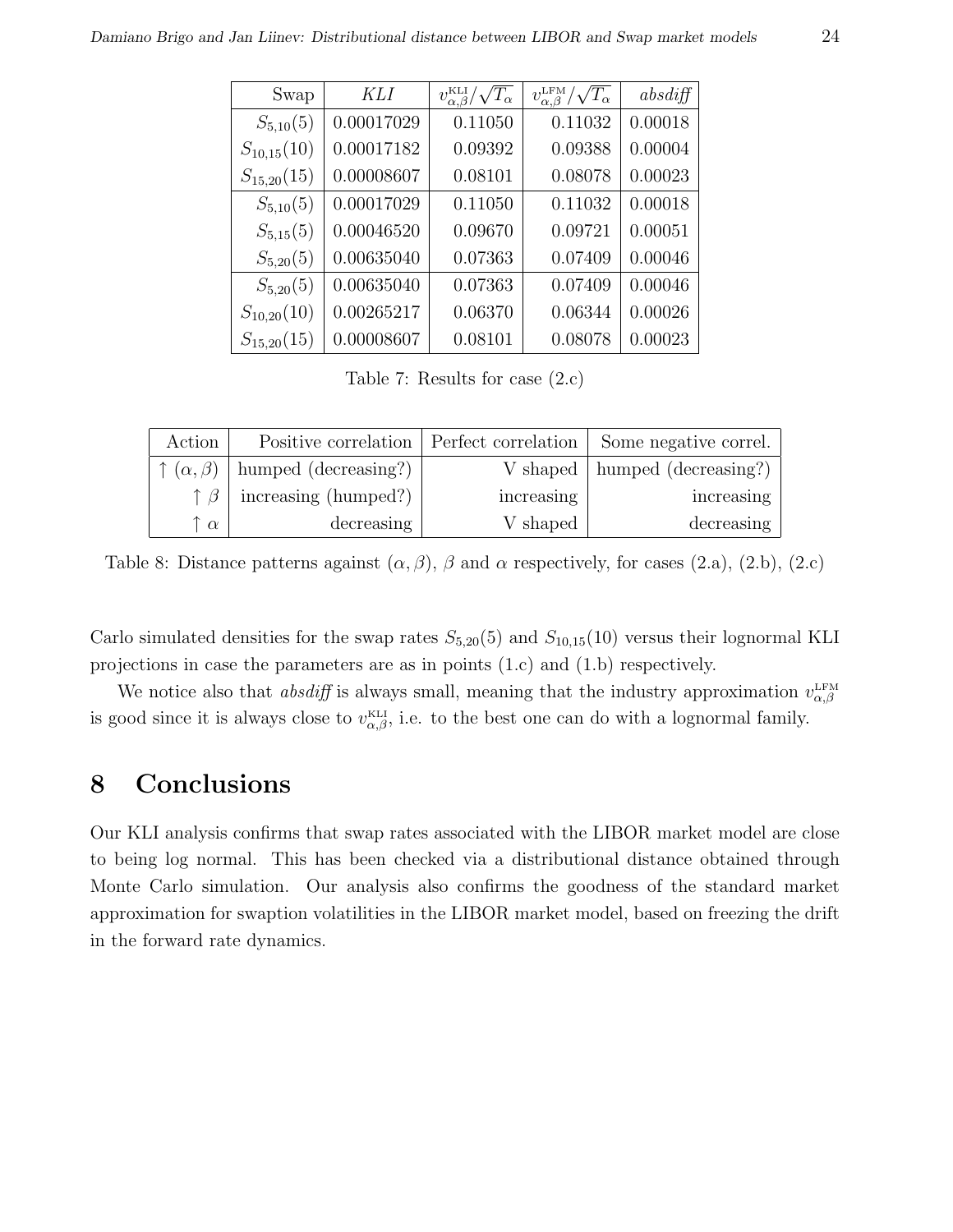| Swap | *KLI* | $v^{\text{KLI}}_{\alpha,\beta}/\sqrt{T_\alpha}$ | $v^{\text{LFM}}_{\alpha,\beta}/\sqrt{T_\alpha}$ | *absdiff* |
|---|---|---|---|---|
| $S_{5,10}(5)$ | 0.00017029 | 0.11050 | 0.11032 | 0.00018 |
| $S_{10,15}(10)$ | 0.00017182 | 0.09392 | 0.09388 | 0.00004 |
| $S_{15,20}(15)$ | 0.00008607 | 0.08101 | 0.08078 | 0.00023 |
| $S_{5,10}(5)$ | 0.00017029 | 0.11050 | 0.11032 | 0.00018 |
| $S_{5,15}(5)$ | 0.00046520 | 0.09670 | 0.09721 | 0.00051 |
| $S_{5,20}(5)$ | 0.00635040 | 0.07363 | 0.07409 | 0.00046 |
| $S_{5,20}(5)$ | 0.00635040 | 0.07363 | 0.07409 | 0.00046 |
| $S_{10,20}(10)$ | 0.00265217 | 0.06370 | 0.06344 | 0.00026 |
| $S_{15,20}(15)$ | 0.00008607 | 0.08101 | 0.08078 | 0.00023 |

Table 7: Results for case (2.c)

| Action | Positive correlation | Perfect correlation | Some negative correl. |
|---|---|---|---|
| $\uparrow (\alpha, \beta)$ | humped (decreasing?) | V shaped | humped (decreasing?) |
| $\uparrow \beta$ | increasing (humped?) | increasing | increasing |
| $\uparrow \alpha$ | decreasing | V shaped | decreasing |

Table 8: Distance patterns against $(\alpha, \beta)$, $\beta$ and $\alpha$ respectively, for cases (2.a), (2.b), (2.c)

Carlo simulated densities for the swap rates $S_{5,20}(5)$ and $S_{10,15}(10)$ versus their lognormal KLI projections in case the parameters are as in points (1.c) and (1.b) respectively.

We notice also that *absdiff* is always small, meaning that the industry approximation $v^{\text{LFM}}_{\alpha,\beta}$ is good since it is always close to $v^{\text{KLI}}_{\alpha,\beta}$, i.e. to the best one can do with a lognormal family.

# 8 Conclusions

Our KLI analysis confirms that swap rates associated with the LIBOR market model are close to being log normal. This has been checked via a distributional distance obtained through Monte Carlo simulation. Our analysis also confirms the goodness of the standard market approximation for swaption volatilities in the LIBOR market model, based on freezing the drift in the forward rate dynamics.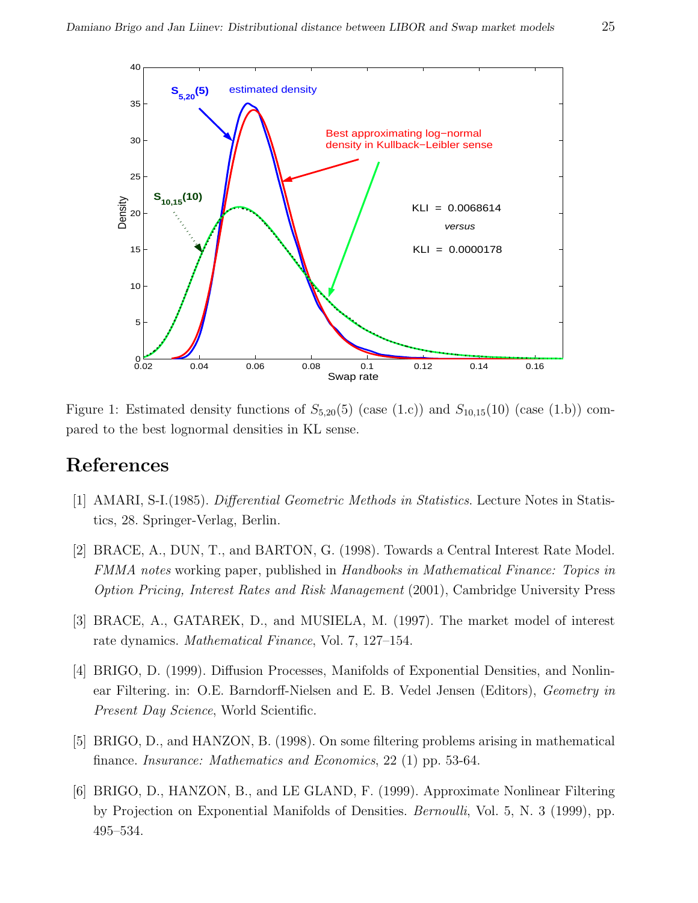Figure 1: Estimated density functions of $S_{5,20}(5)$ (case (1.c)) and $S_{10,15}(10)$ (case (1.b)) compared to the best lognormal densities in KL sense.

# References

[1] AMARI, S-I.(1985). *Differential Geometric Methods in Statistics*. Lecture Notes in Statistics, 28. Springer-Verlag, Berlin.

[2] BRACE, A., DUN, T., and BARTON, G. (1998). Towards a Central Interest Rate Model. *FMMA notes* working paper, published in *Handbooks in Mathematical Finance: Topics in Option Pricing, Interest Rates and Risk Management* (2001), Cambridge University Press

[3] BRACE, A., GATAREK, D., and MUSIELA, M. (1997). The market model of interest rate dynamics. *Mathematical Finance*, Vol. 7, 127–154.

[4] BRIGO, D. (1999). Diffusion Processes, Manifolds of Exponential Densities, and Nonlinear Filtering. in: O.E. Barndorff-Nielsen and E. B. Vedel Jensen (Editors), *Geometry in Present Day Science*, World Scientific.

[5] BRIGO, D., and HANZON, B. (1998). On some filtering problems arising in mathematical finance. *Insurance: Mathematics and Economics*, 22 (1) pp. 53-64.

[6] BRIGO, D., HANZON, B., and LE GLAND, F. (1999). Approximate Nonlinear Filtering by Projection on Exponential Manifolds of Densities. *Bernoulli*, Vol. 5, N. 3 (1999), pp. 495–534.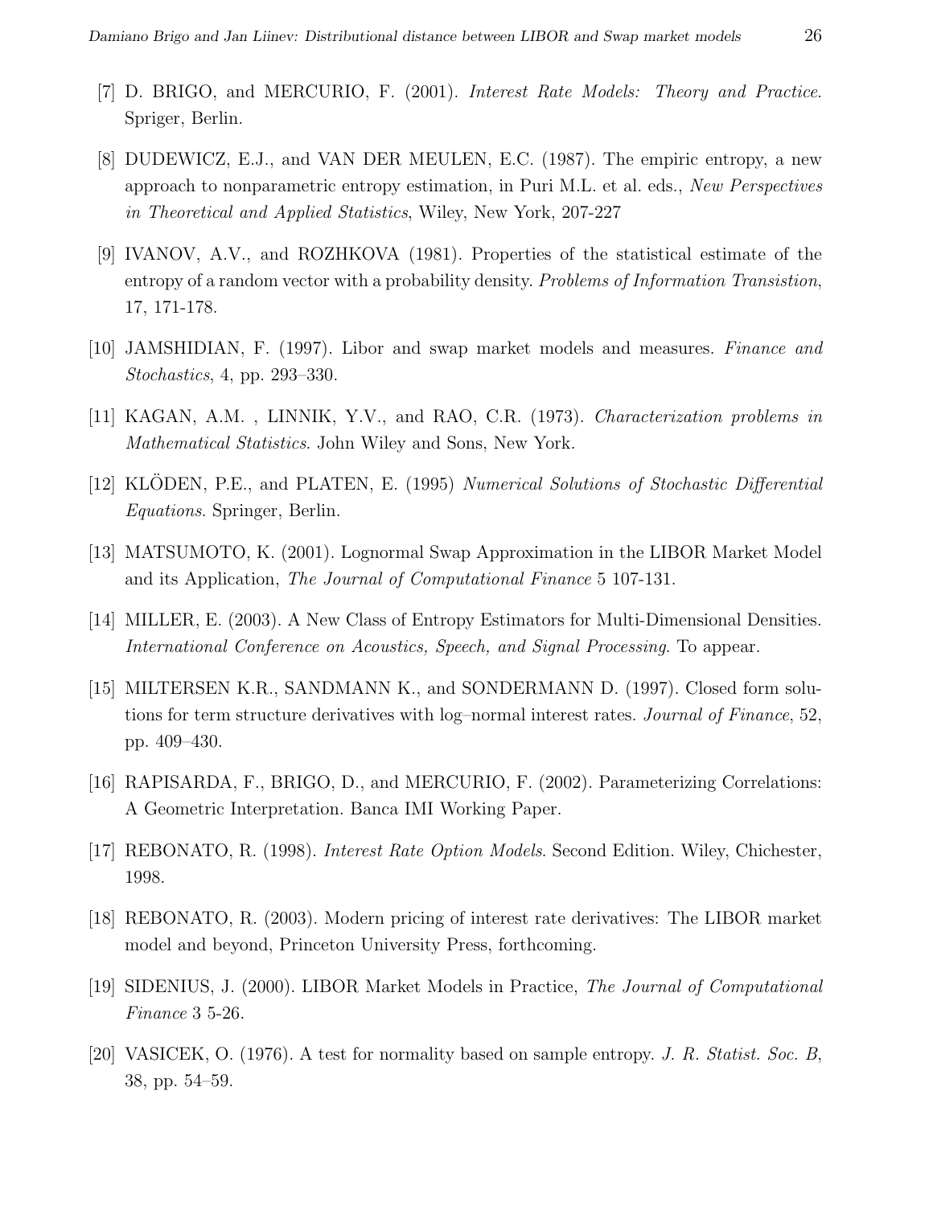[7] D. BRIGO, and MERCURIO, F. (2001). *Interest Rate Models: Theory and Practice*. Spriger, Berlin.

[8] DUDEWICZ, E.J., and VAN DER MEULEN, E.C. (1987). The empiric entropy, a new approach to nonparametric entropy estimation, in Puri M.L. et al. eds., *New Perspectives in Theoretical and Applied Statistics*, Wiley, New York, 207-227

[9] IVANOV, A.V., and ROZHKOVA (1981). Properties of the statistical estimate of the entropy of a random vector with a probability density. *Problems of Information Transistion*, 17, 171-178.

[10] JAMSHIDIAN, F. (1997). Libor and swap market models and measures. *Finance and Stochastics*, 4, pp. 293–330.

[11] KAGAN, A.M. , LINNIK, Y.V., and RAO, C.R. (1973). *Characterization problems in Mathematical Statistics*. John Wiley and Sons, New York.

[12] KLÖDEN, P.E., and PLATEN, E. (1995) *Numerical Solutions of Stochastic Differential Equations.* Springer, Berlin.

[13] MATSUMOTO, K. (2001). Lognormal Swap Approximation in the LIBOR Market Model and its Application, *The Journal of Computational Finance* 5 107-131.

[14] MILLER, E. (2003). A New Class of Entropy Estimators for Multi-Dimensional Densities. *International Conference on Acoustics, Speech, and Signal Processing*. To appear.

[15] MILTERSEN K.R., SANDMANN K., and SONDERMANN D. (1997). Closed form solutions for term structure derivatives with log–normal interest rates. *Journal of Finance*, 52, pp. 409–430.

[16] RAPISARDA, F., BRIGO, D., and MERCURIO, F. (2002). Parameterizing Correlations: A Geometric Interpretation. Banca IMI Working Paper.

[17] REBONATO, R. (1998). *Interest Rate Option Models*. Second Edition. Wiley, Chichester, 1998.

[18] REBONATO, R. (2003). Modern pricing of interest rate derivatives: The LIBOR market model and beyond, Princeton University Press, forthcoming.

[19] SIDENIUS, J. (2000). LIBOR Market Models in Practice, *The Journal of Computational Finance* 3 5-26.

[20] VASICEK, O. (1976). A test for normality based on sample entropy. *J. R. Statist. Soc. B*, 38, pp. 54–59.